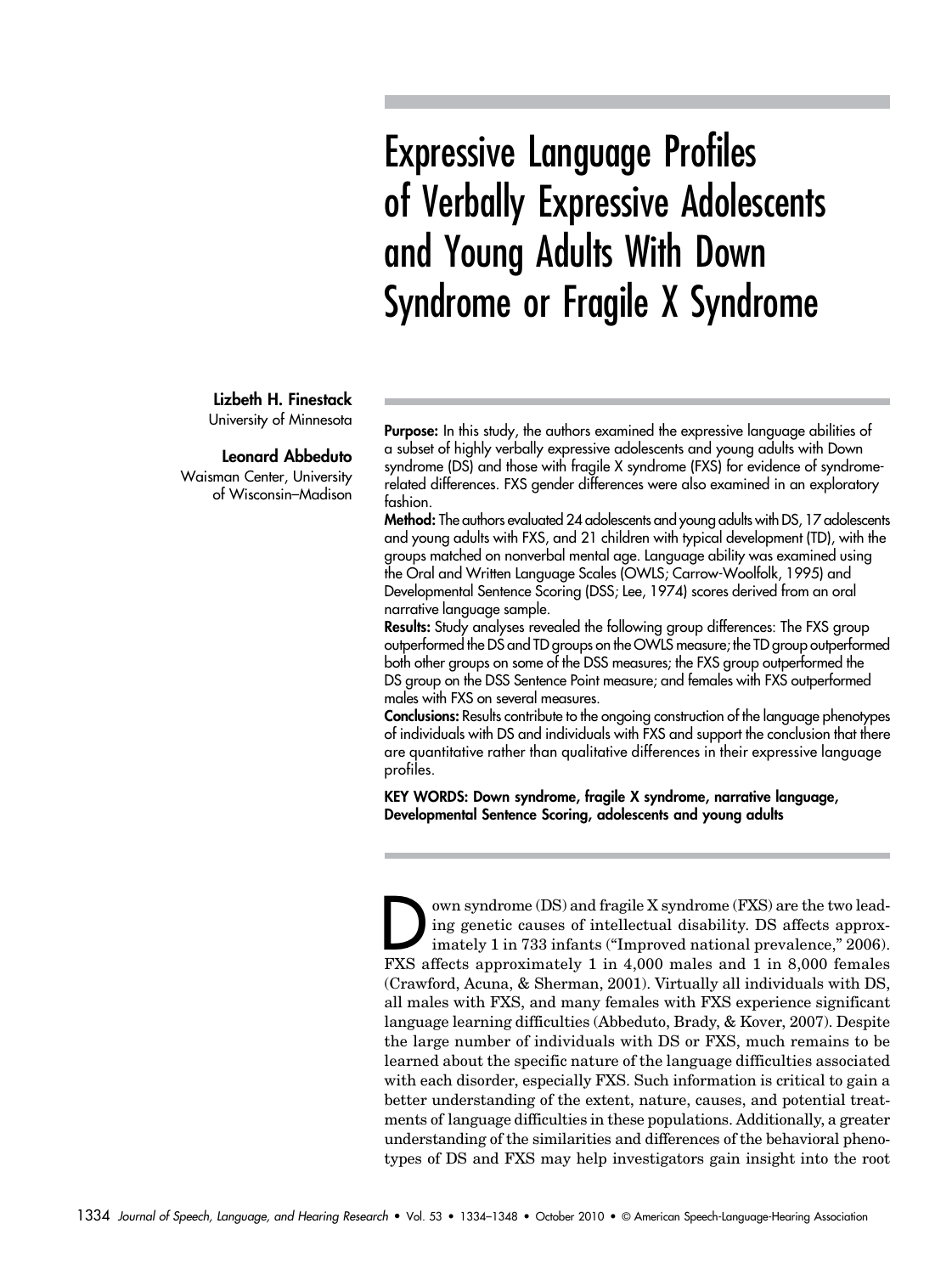# Expressive Language Profiles of Verbally Expressive Adolescents and Young Adults With Down Syndrome or Fragile X Syndrome

**Lizbeth H. Finestack**
University of Minnesota

**Leonard Abbeduto**
Waisman Center, University of Wisconsin–Madison

**Purpose:** In this study, the authors examined the expressive language abilities of a subset of highly verbally expressive adolescents and young adults with Down syndrome (DS) and those with fragile X syndrome (FXS) for evidence of syndrome-related differences. FXS gender differences were also examined in an exploratory fashion.

**Method:** The authors evaluated 24 adolescents and young adults with DS, 17 adolescents and young adults with FXS, and 21 children with typical development (TD), with the groups matched on nonverbal mental age. Language ability was examined using the Oral and Written Language Scales (OWLS; Carrow-Woolfolk, 1995) and Developmental Sentence Scoring (DSS; Lee, 1974) scores derived from an oral narrative language sample.

**Results:** Study analyses revealed the following group differences: The FXS group outperformed the DS and TD groups on the OWLS measure; the TD group outperformed both other groups on some of the DSS measures; the FXS group outperformed the DS group on the DSS Sentence Point measure; and females with FXS outperformed males with FXS on several measures.

**Conclusions:** Results contribute to the ongoing construction of the language phenotypes of individuals with DS and individuals with FXS and support the conclusion that there are quantitative rather than qualitative differences in their expressive language profiles.

**KEY WORDS: Down syndrome, fragile X syndrome, narrative language, Developmental Sentence Scoring, adolescents and young adults**

Down syndrome (DS) and fragile X syndrome (FXS) are the two leading genetic causes of intellectual disability. DS affects approximately 1 in 733 infants ("Improved national prevalence," 2006). FXS affects approximately 1 in 4,000 males and 1 in 8,000 females (Crawford, Acuna, & Sherman, 2001). Virtually all individuals with DS, all males with FXS, and many females with FXS experience significant language learning difficulties (Abbeduto, Brady, & Kover, 2007). Despite the large number of individuals with DS or FXS, much remains to be learned about the specific nature of the language difficulties associated with each disorder, especially FXS. Such information is critical to gain a better understanding of the extent, nature, causes, and potential treatments of language difficulties in these populations. Additionally, a greater understanding of the similarities and differences of the behavioral phenotypes of DS and FXS may help investigators gain insight into the root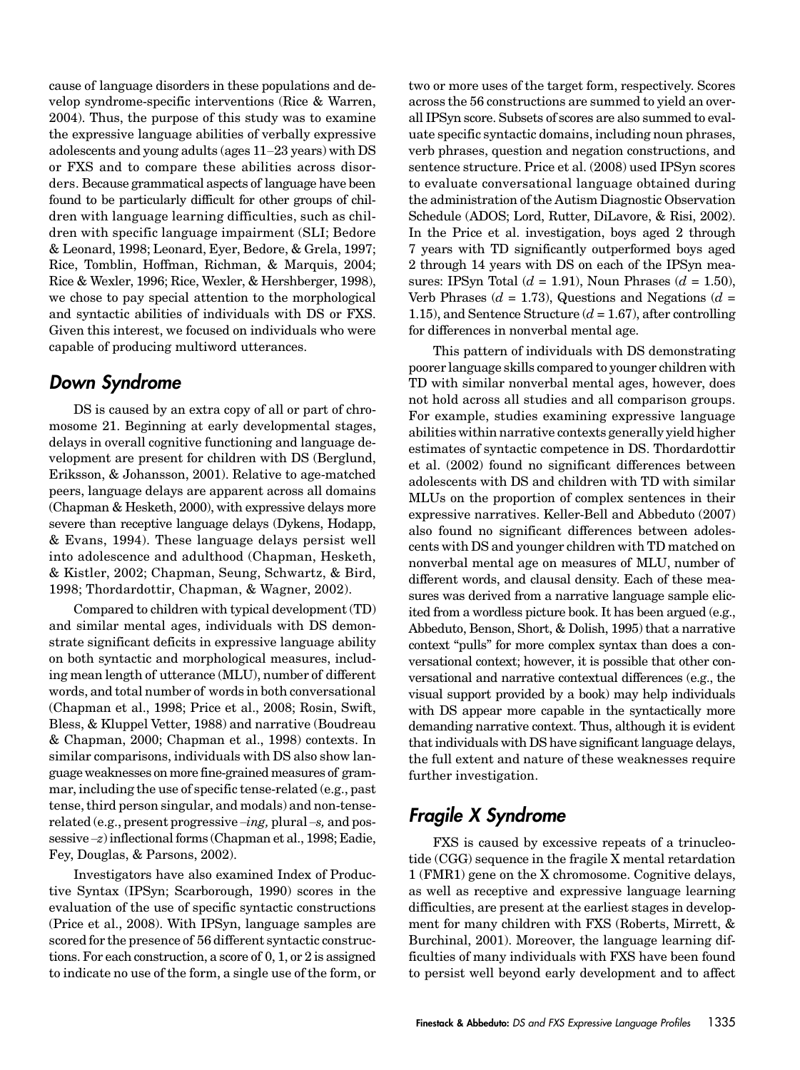cause of language disorders in these populations and develop syndrome-specific interventions (Rice & Warren, 2004). Thus, the purpose of this study was to examine the expressive language abilities of verbally expressive adolescents and young adults (ages 11–23 years) with DS or FXS and to compare these abilities across disorders. Because grammatical aspects of language have been found to be particularly difficult for other groups of children with language learning difficulties, such as children with specific language impairment (SLI; Bedore & Leonard, 1998; Leonard, Eyer, Bedore, & Grela, 1997; Rice, Tomblin, Hoffman, Richman, & Marquis, 2004; Rice & Wexler, 1996; Rice, Wexler, & Hershberger, 1998), we chose to pay special attention to the morphological and syntactic abilities of individuals with DS or FXS. Given this interest, we focused on individuals who were capable of producing multiword utterances.

## Down Syndrome

DS is caused by an extra copy of all or part of chromosome 21. Beginning at early developmental stages, delays in overall cognitive functioning and language development are present for children with DS (Berglund, Eriksson, & Johansson, 2001). Relative to age-matched peers, language delays are apparent across all domains (Chapman & Hesketh, 2000), with expressive delays more severe than receptive language delays (Dykens, Hodapp, & Evans, 1994). These language delays persist well into adolescence and adulthood (Chapman, Hesketh, & Kistler, 2002; Chapman, Seung, Schwartz, & Bird, 1998; Thordardottir, Chapman, & Wagner, 2002).

Compared to children with typical development (TD) and similar mental ages, individuals with DS demonstrate significant deficits in expressive language ability on both syntactic and morphological measures, including mean length of utterance (MLU), number of different words, and total number of words in both conversational (Chapman et al., 1998; Price et al., 2008; Rosin, Swift, Bless, & Kluppel Vetter, 1988) and narrative (Boudreau & Chapman, 2000; Chapman et al., 1998) contexts. In similar comparisons, individuals with DS also show language weaknesses on more fine-grained measures of grammar, including the use of specific tense-related (e.g., past tense, third person singular, and modals) and non-tense-related (e.g., present progressive *–ing,* plural *–s,* and possessive *–z*) inflectional forms (Chapman et al., 1998; Eadie, Fey, Douglas, & Parsons, 2002).

Investigators have also examined Index of Productive Syntax (IPSyn; Scarborough, 1990) scores in the evaluation of the use of specific syntactic constructions (Price et al., 2008). With IPSyn, language samples are scored for the presence of 56 different syntactic constructions. For each construction, a score of 0, 1, or 2 is assigned to indicate no use of the form, a single use of the form, or two or more uses of the target form, respectively. Scores across the 56 constructions are summed to yield an overall IPSyn score. Subsets of scores are also summed to evaluate specific syntactic domains, including noun phrases, verb phrases, question and negation constructions, and sentence structure. Price et al. (2008) used IPSyn scores to evaluate conversational language obtained during the administration of the Autism Diagnostic Observation Schedule (ADOS; Lord, Rutter, DiLavore, & Risi, 2002). In the Price et al. investigation, boys aged 2 through 7 years with TD significantly outperformed boys aged 2 through 14 years with DS on each of the IPSyn measures: IPSyn Total ($d$ = 1.91), Noun Phrases ($d$ = 1.50), Verb Phrases ($d$ = 1.73), Questions and Negations ($d$ = 1.15), and Sentence Structure ($d$ = 1.67), after controlling for differences in nonverbal mental age.

This pattern of individuals with DS demonstrating poorer language skills compared to younger children with TD with similar nonverbal mental ages, however, does not hold across all studies and all comparison groups. For example, studies examining expressive language abilities within narrative contexts generally yield higher estimates of syntactic competence in DS. Thordardottir et al. (2002) found no significant differences between adolescents with DS and children with TD with similar MLUs on the proportion of complex sentences in their expressive narratives. Keller-Bell and Abbeduto (2007) also found no significant differences between adolescents with DS and younger children with TD matched on nonverbal mental age on measures of MLU, number of different words, and clausal density. Each of these measures was derived from a narrative language sample elicited from a wordless picture book. It has been argued (e.g., Abbeduto, Benson, Short, & Dolish, 1995) that a narrative context "pulls" for more complex syntax than does a conversational context; however, it is possible that other conversational and narrative contextual differences (e.g., the visual support provided by a book) may help individuals with DS appear more capable in the syntactically more demanding narrative context. Thus, although it is evident that individuals with DS have significant language delays, the full extent and nature of these weaknesses require further investigation.

## Fragile X Syndrome

FXS is caused by excessive repeats of a trinucleotide (CGG) sequence in the fragile X mental retardation 1 (FMR1) gene on the X chromosome. Cognitive delays, as well as receptive and expressive language learning difficulties, are present at the earliest stages in development for many children with FXS (Roberts, Mirrett, & Burchinal, 2001). Moreover, the language learning difficulties of many individuals with FXS have been found to persist well beyond early development and to affect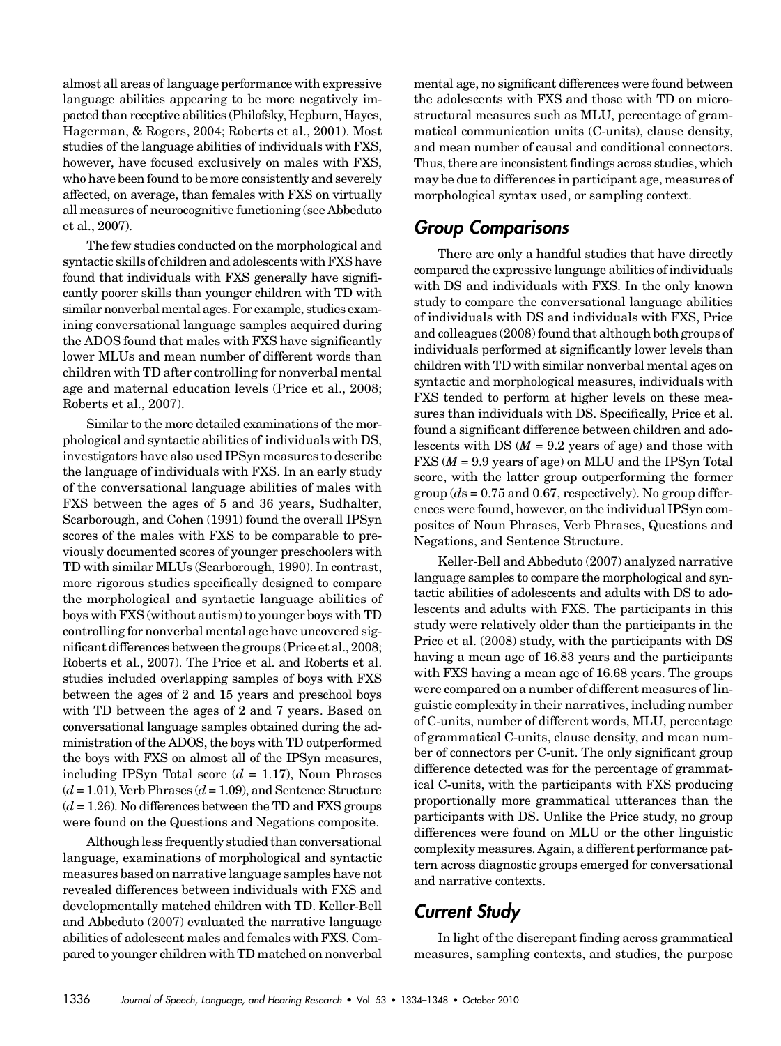almost all areas of language performance with expressive language abilities appearing to be more negatively impacted than receptive abilities (Philofsky, Hepburn, Hayes, Hagerman, & Rogers, 2004; Roberts et al., 2001). Most studies of the language abilities of individuals with FXS, however, have focused exclusively on males with FXS, who have been found to be more consistently and severely affected, on average, than females with FXS on virtually all measures of neurocognitive functioning (see Abbeduto et al., 2007).

The few studies conducted on the morphological and syntactic skills of children and adolescents with FXS have found that individuals with FXS generally have significantly poorer skills than younger children with TD with similar nonverbal mental ages. For example, studies examining conversational language samples acquired during the ADOS found that males with FXS have significantly lower MLUs and mean number of different words than children with TD after controlling for nonverbal mental age and maternal education levels (Price et al., 2008; Roberts et al., 2007).

Similar to the more detailed examinations of the morphological and syntactic abilities of individuals with DS, investigators have also used IPSyn measures to describe the language of individuals with FXS. In an early study of the conversational language abilities of males with FXS between the ages of 5 and 36 years, Sudhalter, Scarborough, and Cohen (1991) found the overall IPSyn scores of the males with FXS to be comparable to previously documented scores of younger preschoolers with TD with similar MLUs (Scarborough, 1990). In contrast, more rigorous studies specifically designed to compare the morphological and syntactic language abilities of boys with FXS (without autism) to younger boys with TD controlling for nonverbal mental age have uncovered significant differences between the groups (Price et al., 2008; Roberts et al., 2007). The Price et al. and Roberts et al. studies included overlapping samples of boys with FXS between the ages of 2 and 15 years and preschool boys with TD between the ages of 2 and 7 years. Based on conversational language samples obtained during the administration of the ADOS, the boys with TD outperformed the boys with FXS on almost all of the IPSyn measures, including IPSyn Total score ($d$ = 1.17), Noun Phrases ($d$ = 1.01), Verb Phrases ($d$ = 1.09), and Sentence Structure ($d$ = 1.26). No differences between the TD and FXS groups were found on the Questions and Negations composite.

Although less frequently studied than conversational language, examinations of morphological and syntactic measures based on narrative language samples have not revealed differences between individuals with FXS and developmentally matched children with TD. Keller-Bell and Abbeduto (2007) evaluated the narrative language abilities of adolescent males and females with FXS. Compared to younger children with TD matched on nonverbal mental age, no significant differences were found between the adolescents with FXS and those with TD on microstructural measures such as MLU, percentage of grammatical communication units (C-units), clause density, and mean number of causal and conditional connectors. Thus, there are inconsistent findings across studies, which may be due to differences in participant age, measures of morphological syntax used, or sampling context.

## Group Comparisons

There are only a handful studies that have directly compared the expressive language abilities of individuals with DS and individuals with FXS. In the only known study to compare the conversational language abilities of individuals with DS and individuals with FXS, Price and colleagues (2008) found that although both groups of individuals performed at significantly lower levels than children with TD with similar nonverbal mental ages on syntactic and morphological measures, individuals with FXS tended to perform at higher levels on these measures than individuals with DS. Specifically, Price et al. found a significant difference between children and adolescents with DS ($M$ = 9.2 years of age) and those with FXS ($M$ = 9.9 years of age) on MLU and the IPSyn Total score, with the latter group outperforming the former group ($d$s = 0.75 and 0.67, respectively). No group differences were found, however, on the individual IPSyn composites of Noun Phrases, Verb Phrases, Questions and Negations, and Sentence Structure.

Keller-Bell and Abbeduto (2007) analyzed narrative language samples to compare the morphological and syntactic abilities of adolescents and adults with DS to adolescents and adults with FXS. The participants in this study were relatively older than the participants in the Price et al. (2008) study, with the participants with DS having a mean age of 16.83 years and the participants with FXS having a mean age of 16.68 years. The groups were compared on a number of different measures of linguistic complexity in their narratives, including number of C-units, number of different words, MLU, percentage of grammatical C-units, clause density, and mean number of connectors per C-unit. The only significant group difference detected was for the percentage of grammatical C-units, with the participants with FXS producing proportionally more grammatical utterances than the participants with DS. Unlike the Price study, no group differences were found on MLU or the other linguistic complexity measures. Again, a different performance pattern across diagnostic groups emerged for conversational and narrative contexts.

## Current Study

In light of the discrepant finding across grammatical measures, sampling contexts, and studies, the purpose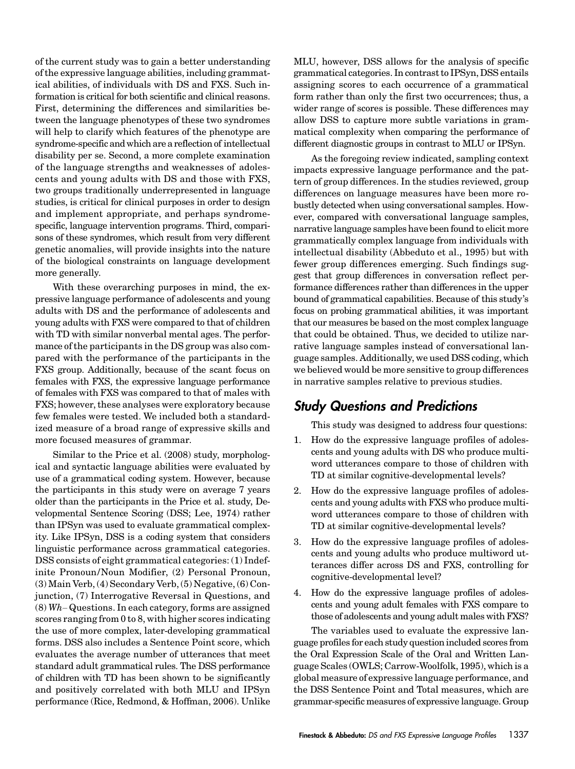of the current study was to gain a better understanding of the expressive language abilities, including grammatical abilities, of individuals with DS and FXS. Such information is critical for both scientific and clinical reasons. First, determining the differences and similarities between the language phenotypes of these two syndromes will help to clarify which features of the phenotype are syndrome-specific and which are a reflection of intellectual disability per se. Second, a more complete examination of the language strengths and weaknesses of adolescents and young adults with DS and those with FXS, two groups traditionally underrepresented in language studies, is critical for clinical purposes in order to design and implement appropriate, and perhaps syndrome-specific, language intervention programs. Third, comparisons of these syndromes, which result from very different genetic anomalies, will provide insights into the nature of the biological constraints on language development more generally.

With these overarching purposes in mind, the expressive language performance of adolescents and young adults with DS and the performance of adolescents and young adults with FXS were compared to that of children with TD with similar nonverbal mental ages. The performance of the participants in the DS group was also compared with the performance of the participants in the FXS group. Additionally, because of the scant focus on females with FXS, the expressive language performance of females with FXS was compared to that of males with FXS; however, these analyses were exploratory because few females were tested. We included both a standardized measure of a broad range of expressive skills and more focused measures of grammar.

Similar to the Price et al. (2008) study, morphological and syntactic language abilities were evaluated by use of a grammatical coding system. However, because the participants in this study were on average 7 years older than the participants in the Price et al. study, Developmental Sentence Scoring (DSS; Lee, 1974) rather than IPSyn was used to evaluate grammatical complexity. Like IPSyn, DSS is a coding system that considers linguistic performance across grammatical categories. DSS consists of eight grammatical categories: (1) Indefinite Pronoun/Noun Modifier, (2) Personal Pronoun, (3) Main Verb, (4) Secondary Verb, (5) Negative, (6) Conjunction, (7) Interrogative Reversal in Questions, and (8) *Wh–* Questions. In each category, forms are assigned scores ranging from 0 to 8, with higher scores indicating the use of more complex, later-developing grammatical forms. DSS also includes a Sentence Point score, which evaluates the average number of utterances that meet standard adult grammatical rules. The DSS performance of children with TD has been shown to be significantly and positively correlated with both MLU and IPSyn performance (Rice, Redmond, & Hoffman, 2006). Unlike MLU, however, DSS allows for the analysis of specific grammatical categories. In contrast to IPSyn, DSS entails assigning scores to each occurrence of a grammatical form rather than only the first two occurrences; thus, a wider range of scores is possible. These differences may allow DSS to capture more subtle variations in grammatical complexity when comparing the performance of different diagnostic groups in contrast to MLU or IPSyn.

As the foregoing review indicated, sampling context impacts expressive language performance and the pattern of group differences. In the studies reviewed, group differences on language measures have been more robustly detected when using conversational samples. However, compared with conversational language samples, narrative language samples have been found to elicit more grammatically complex language from individuals with intellectual disability (Abbeduto et al., 1995) but with fewer group differences emerging. Such findings suggest that group differences in conversation reflect performance differences rather than differences in the upper bound of grammatical capabilities. Because of this study's focus on probing grammatical abilities, it was important that our measures be based on the most complex language that could be obtained. Thus, we decided to utilize narrative language samples instead of conversational language samples. Additionally, we used DSS coding, which we believed would be more sensitive to group differences in narrative samples relative to previous studies.

## *Study Questions and Predictions*

This study was designed to address four questions:

1. How do the expressive language profiles of adolescents and young adults with DS who produce multiword utterances compare to those of children with TD at similar cognitive-developmental levels?
2. How do the expressive language profiles of adolescents and young adults with FXS who produce multiword utterances compare to those of children with TD at similar cognitive-developmental levels?
3. How do the expressive language profiles of adolescents and young adults who produce multiword utterances differ across DS and FXS, controlling for cognitive-developmental level?
4. How do the expressive language profiles of adolescents and young adult females with FXS compare to those of adolescents and young adult males with FXS?

The variables used to evaluate the expressive language profiles for each study question included scores from the Oral Expression Scale of the Oral and Written Language Scales (OWLS; Carrow-Woolfolk, 1995), which is a global measure of expressive language performance, and the DSS Sentence Point and Total measures, which are grammar-specific measures of expressive language. Group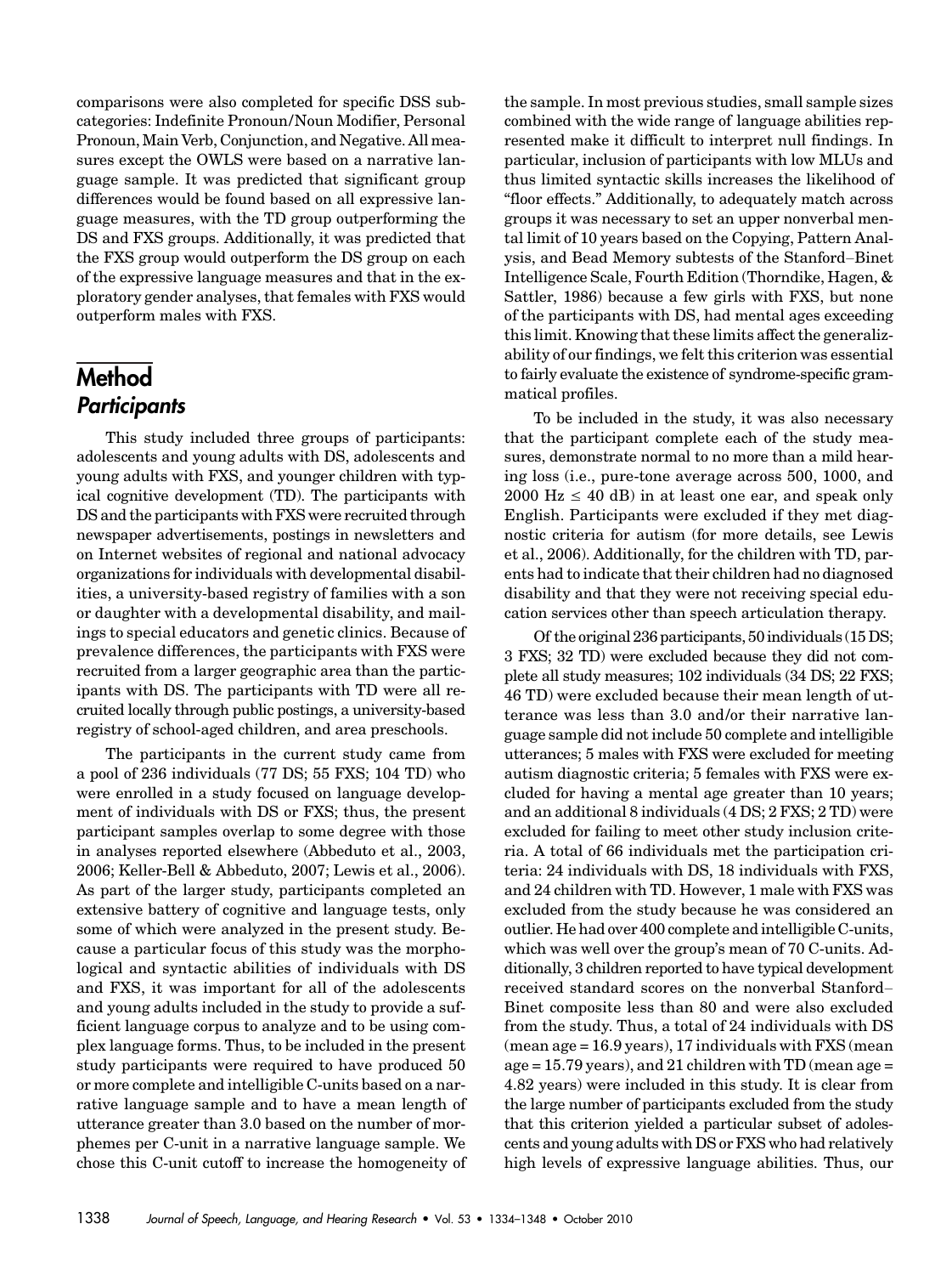comparisons were also completed for specific DSS subcategories: Indefinite Pronoun/Noun Modifier, Personal Pronoun, Main Verb, Conjunction, and Negative. All measures except the OWLS were based on a narrative language sample. It was predicted that significant group differences would be found based on all expressive language measures, with the TD group outperforming the DS and FXS groups. Additionally, it was predicted that the FXS group would outperform the DS group on each of the expressive language measures and that in the exploratory gender analyses, that females with FXS would outperform males with FXS.

# Method

## *Participants*

This study included three groups of participants: adolescents and young adults with DS, adolescents and young adults with FXS, and younger children with typical cognitive development (TD). The participants with DS and the participants with FXS were recruited through newspaper advertisements, postings in newsletters and on Internet websites of regional and national advocacy organizations for individuals with developmental disabilities, a university-based registry of families with a son or daughter with a developmental disability, and mailings to special educators and genetic clinics. Because of prevalence differences, the participants with FXS were recruited from a larger geographic area than the participants with DS. The participants with TD were all recruited locally through public postings, a university-based registry of school-aged children, and area preschools.

The participants in the current study came from a pool of 236 individuals (77 DS; 55 FXS; 104 TD) who were enrolled in a study focused on language development of individuals with DS or FXS; thus, the present participant samples overlap to some degree with those in analyses reported elsewhere (Abbeduto et al., 2003, 2006; Keller-Bell & Abbeduto, 2007; Lewis et al., 2006). As part of the larger study, participants completed an extensive battery of cognitive and language tests, only some of which were analyzed in the present study. Because a particular focus of this study was the morphological and syntactic abilities of individuals with DS and FXS, it was important for all of the adolescents and young adults included in the study to provide a sufficient language corpus to analyze and to be using complex language forms. Thus, to be included in the present study participants were required to have produced 50 or more complete and intelligible C-units based on a narrative language sample and to have a mean length of utterance greater than 3.0 based on the number of morphemes per C-unit in a narrative language sample. We chose this C-unit cutoff to increase the homogeneity of the sample. In most previous studies, small sample sizes combined with the wide range of language abilities represented make it difficult to interpret null findings. In particular, inclusion of participants with low MLUs and thus limited syntactic skills increases the likelihood of "floor effects." Additionally, to adequately match across groups it was necessary to set an upper nonverbal mental limit of 10 years based on the Copying, Pattern Analysis, and Bead Memory subtests of the Stanford–Binet Intelligence Scale, Fourth Edition (Thorndike, Hagen, & Sattler, 1986) because a few girls with FXS, but none of the participants with DS, had mental ages exceeding this limit. Knowing that these limits affect the generalizability of our findings, we felt this criterion was essential to fairly evaluate the existence of syndrome-specific grammatical profiles.

To be included in the study, it was also necessary that the participant complete each of the study measures, demonstrate normal to no more than a mild hearing loss (i.e., pure-tone average across 500, 1000, and 2000 Hz $\leq$ 40 dB) in at least one ear, and speak only English. Participants were excluded if they met diagnostic criteria for autism (for more details, see Lewis et al., 2006). Additionally, for the children with TD, parents had to indicate that their children had no diagnosed disability and that they were not receiving special education services other than speech articulation therapy.

Of the original 236 participants, 50 individuals (15 DS; 3 FXS; 32 TD) were excluded because they did not complete all study measures; 102 individuals (34 DS; 22 FXS; 46 TD) were excluded because their mean length of utterance was less than 3.0 and/or their narrative language sample did not include 50 complete and intelligible utterances; 5 males with FXS were excluded for meeting autism diagnostic criteria; 5 females with FXS were excluded for having a mental age greater than 10 years; and an additional 8 individuals (4 DS; 2 FXS; 2 TD) were excluded for failing to meet other study inclusion criteria. A total of 66 individuals met the participation criteria: 24 individuals with DS, 18 individuals with FXS, and 24 children with TD. However, 1 male with FXS was excluded from the study because he was considered an outlier. He had over 400 complete and intelligible C-units, which was well over the group's mean of 70 C-units. Additionally, 3 children reported to have typical development received standard scores on the nonverbal Stanford–Binet composite less than 80 and were also excluded from the study. Thus, a total of 24 individuals with DS (mean age = 16.9 years), 17 individuals with FXS (mean age = 15.79 years), and 21 children with TD (mean age = 4.82 years) were included in this study. It is clear from the large number of participants excluded from the study that this criterion yielded a particular subset of adolescents and young adults with DS or FXS who had relatively high levels of expressive language abilities. Thus, our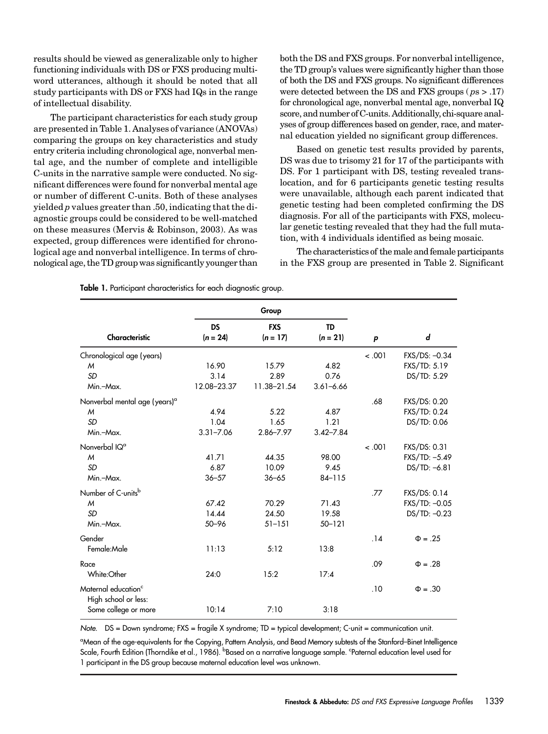results should be viewed as generalizable only to higher functioning individuals with DS or FXS producing multiword utterances, although it should be noted that all study participants with DS or FXS had IQs in the range of intellectual disability.

The participant characteristics for each study group are presented in Table 1. Analyses of variance (ANOVAs) comparing the groups on key characteristics and study entry criteria including chronological age, nonverbal mental age, and the number of complete and intelligible C-units in the narrative sample were conducted. No significant differences were found for nonverbal mental age or number of different C-units. Both of these analyses yielded *p* values greater than .50, indicating that the diagnostic groups could be considered to be well-matched on these measures (Mervis & Robinson, 2003). As was expected, group differences were identified for chronological age and nonverbal intelligence. In terms of chronological age, the TD group was significantly younger than both the DS and FXS groups. For nonverbal intelligence, the TD group's values were significantly higher than those of both the DS and FXS groups. No significant differences were detected between the DS and FXS groups ($ps > .17$) for chronological age, nonverbal mental age, nonverbal IQ score, and number of C-units. Additionally, chi-square analyses of group differences based on gender, race, and maternal education yielded no significant group differences.

Based on genetic test results provided by parents, DS was due to trisomy 21 for 17 of the participants with DS. For 1 participant with DS, testing revealed translocation, and for 6 participants genetic testing results were unavailable, although each parent indicated that genetic testing had been completed confirming the DS diagnosis. For all of the participants with FXS, molecular genetic testing revealed that they had the full mutation, with 4 individuals identified as being mosaic.

The characteristics of the male and female participants in the FXS group are presented in Table 2. Significant

**Table 1.** Participant characteristics for each diagnostic group.

| Characteristic | Group | | | *p* | *d* |
|---|---|---|---|---|---|
| | DS (*n* = 24) | FXS (*n* = 17) | TD (*n* = 21) | | |
| Chronological age (years) | | | | < .001 | FXS/DS: −0.34 |
| *M* | 16.90 | 15.79 | 4.82 | | FXS/TD: 5.19 |
| *SD* | 3.14 | 2.89 | 0.76 | | DS/TD: 5.29 |
| Min.–Max. | 12.08–23.37 | 11.38–21.54 | 3.61–6.66 | | |
| Nonverbal mental age (years)[a] | | | | .68 | FXS/DS: 0.20 |
| *M* | 4.94 | 5.22 | 4.87 | | FXS/TD: 0.24 |
| *SD* | 1.04 | 1.65 | 1.21 | | DS/TD: 0.06 |
| Min.–Max. | 3.31–7.06 | 2.86–7.97 | 3.42–7.84 | | |
| Nonverbal IQ[a] | | | | < .001 | FXS/DS: 0.31 |
| *M* | 41.71 | 44.35 | 98.00 | | FXS/TD: −5.49 |
| *SD* | 6.87 | 10.09 | 9.45 | | DS/TD: −6.81 |
| Min.–Max. | 36–57 | 36–65 | 84–115 | | |
| Number of C-units[b] | | | | .77 | FXS/DS: 0.14 |
| *M* | 67.42 | 70.29 | 71.43 | | FXS/TD: −0.05 |
| *SD* | 14.44 | 24.50 | 19.58 | | DS/TD: −0.23 |
| Min.–Max. | 50–96 | 51–151 | 50–121 | | |
| Gender | | | | .14 | Φ = .25 |
| Female:Male | 11:13 | 5:12 | 13:8 | | |
| Race | | | | .09 | Φ = .28 |
| White:Other | 24:0 | 15:2 | 17:4 | | |
| Maternal education[c] | | | | .10 | Φ = .30 |
| High school or less: Some college or more | 10:14 | 7:10 | 3:18 | | |

*Note.* DS = Down syndrome; FXS = fragile X syndrome; TD = typical development; C-unit = communication unit.

[a]Mean of the age-equivalents for the Copying, Pattern Analysis, and Bead Memory subtests of the Stanford–Binet Intelligence Scale, Fourth Edition (Thorndike et al., 1986). [b]Based on a narrative language sample. [c]Paternal education level used for 1 participant in the DS group because maternal education level was unknown.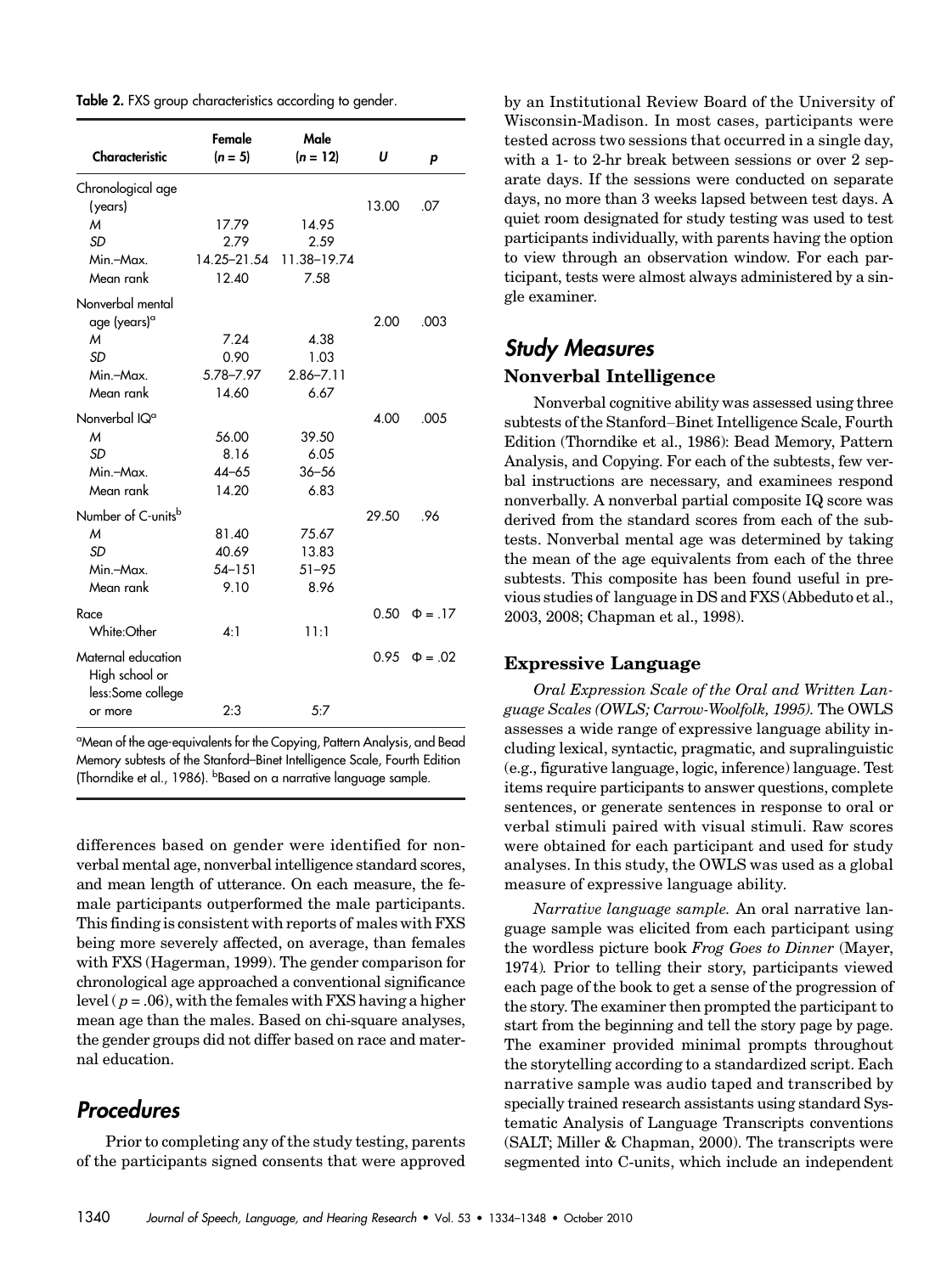**Table 2.** FXS group characteristics according to gender.

| Characteristic | Female ($n = 5$) | Male ($n = 12$) | $U$ | $p$ |
|---|---|---|---|---|
| Chronological age (years) | | | 13.00 | .07 |
| *M* | 17.79 | 14.95 | | |
| *SD* | 2.79 | 2.59 | | |
| Min.–Max. | 14.25–21.54 | 11.38–19.74 | | |
| Mean rank | 12.40 | 7.58 | | |
| Nonverbal mental age (years)[a] | | | 2.00 | .003 |
| *M* | 7.24 | 4.38 | | |
| *SD* | 0.90 | 1.03 | | |
| Min.–Max. | 5.78–7.97 | 2.86–7.11 | | |
| Mean rank | 14.60 | 6.67 | | |
| Nonverbal IQ[a] | | | 4.00 | .005 |
| *M* | 56.00 | 39.50 | | |
| *SD* | 8.16 | 6.05 | | |
| Min.–Max. | 44–65 | 36–56 | | |
| Mean rank | 14.20 | 6.83 | | |
| Number of C-units[b] | | | 29.50 | .96 |
| *M* | 81.40 | 75.67 | | |
| *SD* | 40.69 | 13.83 | | |
| Min.–Max. | 54–151 | 51–95 | | |
| Mean rank | 9.10 | 8.96 | | |
| Race | | | 0.50 | $\Phi = .17$ |
| White:Other | 4:1 | 11:1 | | |
| Maternal education High school or less:Some college or more | 2:3 | 5:7 | 0.95 | $\Phi = .02$ |

[a]Mean of the age-equivalents for the Copying, Pattern Analysis, and Bead Memory subtests of the Stanford–Binet Intelligence Scale, Fourth Edition (Thorndike et al., 1986). [b]Based on a narrative language sample.

differences based on gender were identified for nonverbal mental age, nonverbal intelligence standard scores, and mean length of utterance. On each measure, the female participants outperformed the male participants. This finding is consistent with reports of males with FXS being more severely affected, on average, than females with FXS (Hagerman, 1999). The gender comparison for chronological age approached a conventional significance level ($p = .06$), with the females with FXS having a higher mean age than the males. Based on chi-square analyses, the gender groups did not differ based on race and maternal education.

## Procedures

Prior to completing any of the study testing, parents of the participants signed consents that were approved by an Institutional Review Board of the University of Wisconsin-Madison. In most cases, participants were tested across two sessions that occurred in a single day, with a 1- to 2-hr break between sessions or over 2 separate days. If the sessions were conducted on separate days, no more than 3 weeks lapsed between test days. A quiet room designated for study testing was used to test participants individually, with parents having the option to view through an observation window. For each participant, tests were almost always administered by a single examiner.

## Study Measures

### Nonverbal Intelligence

Nonverbal cognitive ability was assessed using three subtests of the Stanford–Binet Intelligence Scale, Fourth Edition (Thorndike et al., 1986): Bead Memory, Pattern Analysis, and Copying. For each of the subtests, few verbal instructions are necessary, and examinees respond nonverbally. A nonverbal partial composite IQ score was derived from the standard scores from each of the subtests. Nonverbal mental age was determined by taking the mean of the age equivalents from each of the three subtests. This composite has been found useful in previous studies of language in DS and FXS (Abbeduto et al., 2003, 2008; Chapman et al., 1998).

### Expressive Language

*Oral Expression Scale of the Oral and Written Language Scales (OWLS; Carrow-Woolfolk, 1995).* The OWLS assesses a wide range of expressive language ability including lexical, syntactic, pragmatic, and supralinguistic (e.g., figurative language, logic, inference) language. Test items require participants to answer questions, complete sentences, or generate sentences in response to oral or verbal stimuli paired with visual stimuli. Raw scores were obtained for each participant and used for study analyses. In this study, the OWLS was used as a global measure of expressive language ability.

*Narrative language sample.* An oral narrative language sample was elicited from each participant using the wordless picture book *Frog Goes to Dinner* (Mayer, 1974). Prior to telling their story, participants viewed each page of the book to get a sense of the progression of the story. The examiner then prompted the participant to start from the beginning and tell the story page by page. The examiner provided minimal prompts throughout the storytelling according to a standardized script. Each narrative sample was audio taped and transcribed by specially trained research assistants using standard Systematic Analysis of Language Transcripts conventions (SALT; Miller & Chapman, 2000). The transcripts were segmented into C-units, which include an independent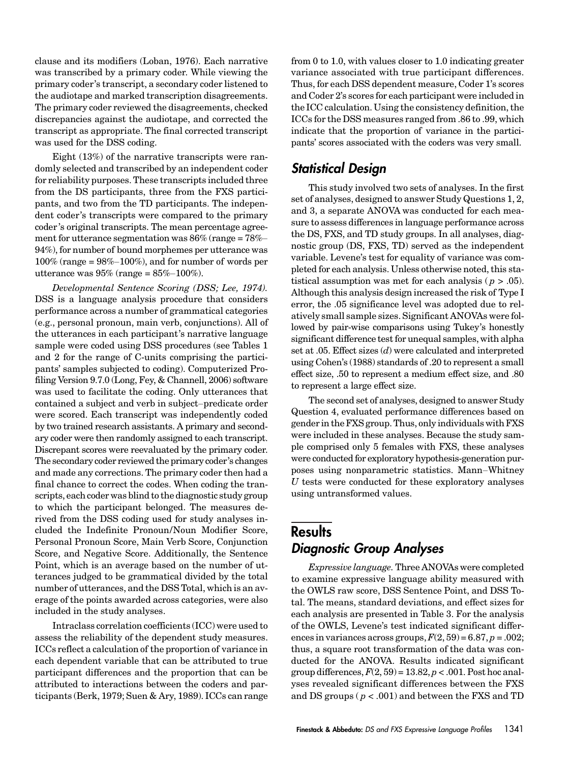clause and its modifiers (Loban, 1976). Each narrative was transcribed by a primary coder. While viewing the primary coder's transcript, a secondary coder listened to the audiotape and marked transcription disagreements. The primary coder reviewed the disagreements, checked discrepancies against the audiotape, and corrected the transcript as appropriate. The final corrected transcript was used for the DSS coding.

Eight (13%) of the narrative transcripts were randomly selected and transcribed by an independent coder for reliability purposes. These transcripts included three from the DS participants, three from the FXS participants, and two from the TD participants. The independent coder's transcripts were compared to the primary coder's original transcripts. The mean percentage agreement for utterance segmentation was 86% (range = 78%–94%), for number of bound morphemes per utterance was 100% (range = 98%–100%), and for number of words per utterance was 95% (range = 85%–100%).

*Developmental Sentence Scoring (DSS; Lee, 1974).* DSS is a language analysis procedure that considers performance across a number of grammatical categories (e.g., personal pronoun, main verb, conjunctions). All of the utterances in each participant's narrative language sample were coded using DSS procedures (see Tables 1 and 2 for the range of C-units comprising the participants' samples subjected to coding). Computerized Profiling Version 9.7.0 (Long, Fey, & Channell, 2006) software was used to facilitate the coding. Only utterances that contained a subject and verb in subject–predicate order were scored. Each transcript was independently coded by two trained research assistants. A primary and secondary coder were then randomly assigned to each transcript. Discrepant scores were reevaluated by the primary coder. The secondary coder reviewed the primary coder's changes and made any corrections. The primary coder then had a final chance to correct the codes. When coding the transcripts, each coder was blind to the diagnostic study group to which the participant belonged. The measures derived from the DSS coding used for study analyses included the Indefinite Pronoun/Noun Modifier Score, Personal Pronoun Score, Main Verb Score, Conjunction Score, and Negative Score. Additionally, the Sentence Point, which is an average based on the number of utterances judged to be grammatical divided by the total number of utterances, and the DSS Total, which is an average of the points awarded across categories, were also included in the study analyses.

Intraclass correlation coefficients (ICC) were used to assess the reliability of the dependent study measures. ICCs reflect a calculation of the proportion of variance in each dependent variable that can be attributed to true participant differences and the proportion that can be attributed to interactions between the coders and participants (Berk, 1979; Suen & Ary, 1989). ICCs can range from 0 to 1.0, with values closer to 1.0 indicating greater variance associated with true participant differences. Thus, for each DSS dependent measure, Coder 1's scores and Coder 2's scores for each participant were included in the ICC calculation. Using the consistency definition, the ICCs for the DSS measures ranged from .86 to .99, which indicate that the proportion of variance in the participants' scores associated with the coders was very small.

## Statistical Design

This study involved two sets of analyses. In the first set of analyses, designed to answer Study Questions 1, 2, and 3, a separate ANOVA was conducted for each measure to assess differences in language performance across the DS, FXS, and TD study groups. In all analyses, diagnostic group (DS, FXS, TD) served as the independent variable. Levene's test for equality of variance was completed for each analysis. Unless otherwise noted, this statistical assumption was met for each analysis ($p > .05$). Although this analysis design increased the risk of Type I error, the .05 significance level was adopted due to relatively small sample sizes. Significant ANOVAs were followed by pair-wise comparisons using Tukey's honestly significant difference test for unequal samples, with alpha set at .05. Effect sizes ($d$) were calculated and interpreted using Cohen's (1988) standards of .20 to represent a small effect size, .50 to represent a medium effect size, and .80 to represent a large effect size.

The second set of analyses, designed to answer Study Question 4, evaluated performance differences based on gender in the FXS group. Thus, only individuals with FXS were included in these analyses. Because the study sample comprised only 5 females with FXS, these analyses were conducted for exploratory hypothesis-generation purposes using nonparametric statistics. Mann–Whitney $U$ tests were conducted for these exploratory analyses using untransformed values.

# Results

## Diagnostic Group Analyses

*Expressive language.* Three ANOVAs were completed to examine expressive language ability measured with the OWLS raw score, DSS Sentence Point, and DSS Total. The means, standard deviations, and effect sizes for each analysis are presented in Table 3. For the analysis of the OWLS, Levene's test indicated significant differences in variances across groups, $F(2, 59) = 6.87$, $p = .002$; thus, a square root transformation of the data was conducted for the ANOVA. Results indicated significant group differences, $F(2, 59) = 13.82$, $p < .001$. Post hoc analyses revealed significant differences between the FXS and DS groups ($p < .001$) and between the FXS and TD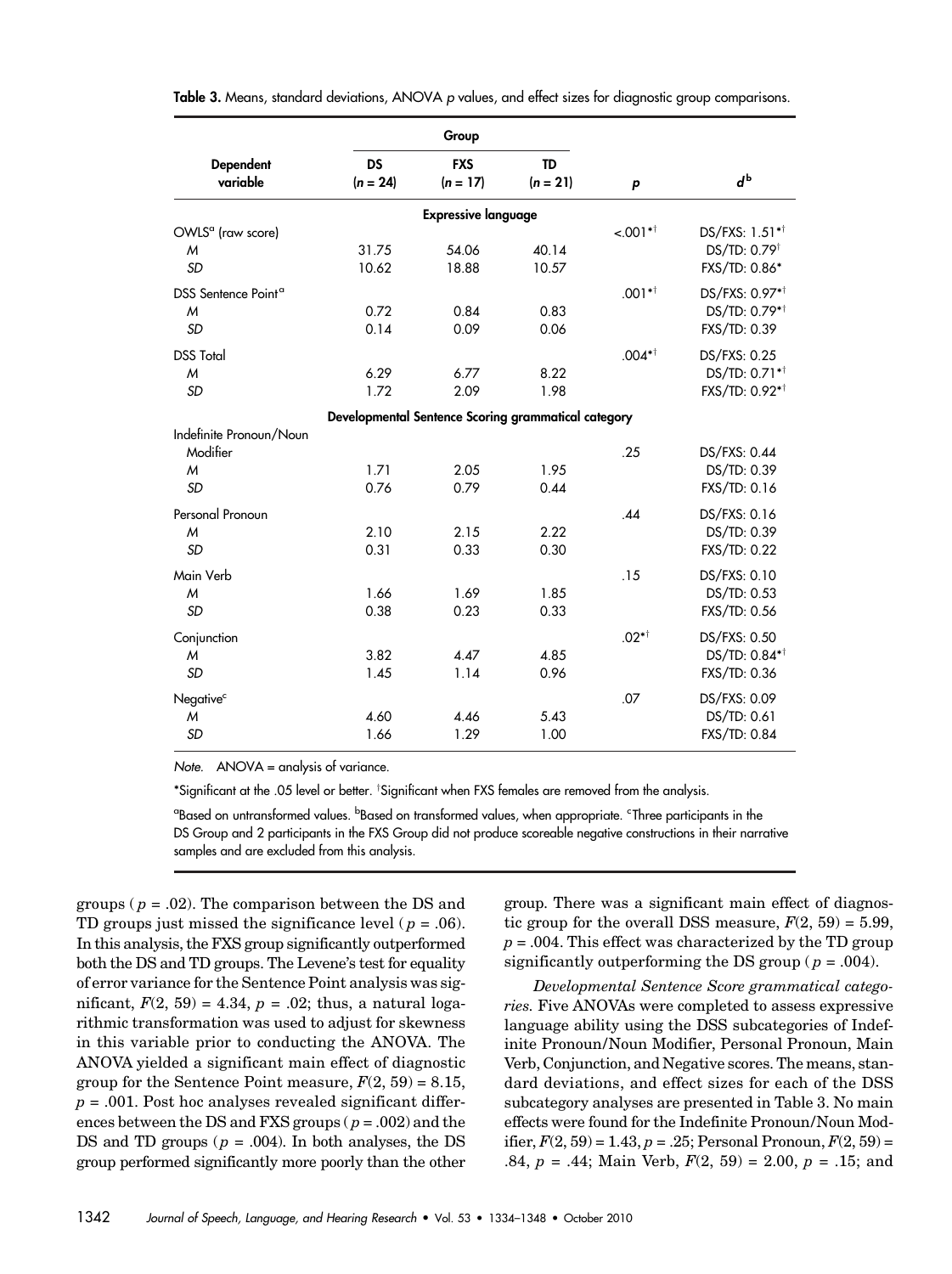**Table 3.** Means, standard deviations, ANOVA *p* values, and effect sizes for diagnostic group comparisons.

| Dependent variable | DS ($n$ = 24) | FXS ($n$ = 17) | TD ($n$ = 21) | *p* | $d^b$ |
|---|---|---|---|---|---|
| **Expressive language** | | | | | |
| OWLS[a] (raw score) | | | | <.001*† | DS/FXS: 1.51*† |
| *M* | 31.75 | 54.06 | 40.14 | | DS/TD: 0.79† |
| *SD* | 10.62 | 18.88 | 10.57 | | FXS/TD: 0.86* |
| DSS Sentence Point[a] | | | | .001*† | DS/FXS: 0.97*† |
| *M* | 0.72 | 0.84 | 0.83 | | DS/TD: 0.79*† |
| *SD* | 0.14 | 0.09 | 0.06 | | FXS/TD: 0.39 |
| DSS Total | | | | .004*† | DS/FXS: 0.25 |
| *M* | 6.29 | 6.77 | 8.22 | | DS/TD: 0.71*† |
| *SD* | 1.72 | 2.09 | 1.98 | | FXS/TD: 0.92*† |
| **Developmental Sentence Scoring grammatical category** | | | | | |
| Indefinite Pronoun/Noun Modifier | | | | .25 | DS/FXS: 0.44 |
| *M* | 1.71 | 2.05 | 1.95 | | DS/TD: 0.39 |
| *SD* | 0.76 | 0.79 | 0.44 | | FXS/TD: 0.16 |
| Personal Pronoun | | | | .44 | DS/FXS: 0.16 |
| *M* | 2.10 | 2.15 | 2.22 | | DS/TD: 0.39 |
| *SD* | 0.31 | 0.33 | 0.30 | | FXS/TD: 0.22 |
| Main Verb | | | | .15 | DS/FXS: 0.10 |
| *M* | 1.66 | 1.69 | 1.85 | | DS/TD: 0.53 |
| *SD* | 0.38 | 0.23 | 0.33 | | FXS/TD: 0.56 |
| Conjunction | | | | .02*† | DS/FXS: 0.50 |
| *M* | 3.82 | 4.47 | 4.85 | | DS/TD: 0.84*† |
| *SD* | 1.45 | 1.14 | 0.96 | | FXS/TD: 0.36 |
| Negative[c] | | | | .07 | DS/FXS: 0.09 |
| *M* | 4.60 | 4.46 | 5.43 | | DS/TD: 0.61 |
| *SD* | 1.66 | 1.29 | 1.00 | | FXS/TD: 0.84 |

*Note.* ANOVA = analysis of variance.

*Significant at the .05 level or better. †Significant when FXS females are removed from the analysis.

[a]Based on untransformed values. [b]Based on transformed values, when appropriate. [c]Three participants in the DS Group and 2 participants in the FXS Group did not produce scoreable negative constructions in their narrative samples and are excluded from this analysis.

groups ($p$ = .02). The comparison between the DS and TD groups just missed the significance level ($p$ = .06). In this analysis, the FXS group significantly outperformed both the DS and TD groups. The Levene's test for equality of error variance for the Sentence Point analysis was significant, $F(2, 59) = 4.34$, $p = .02$; thus, a natural logarithmic transformation was used to adjust for skewness in this variable prior to conducting the ANOVA. The ANOVA yielded a significant main effect of diagnostic group for the Sentence Point measure, $F(2, 59) = 8.15$, $p = .001$. Post hoc analyses revealed significant differences between the DS and FXS groups ($p$ = .002) and the DS and TD groups ($p$ = .004). In both analyses, the DS group performed significantly more poorly than the other group. There was a significant main effect of diagnostic group for the overall DSS measure, $F(2, 59) = 5.99$, $p = .004$. This effect was characterized by the TD group significantly outperforming the DS group ($p$ = .004).

*Developmental Sentence Score grammatical categories.* Five ANOVAs were completed to assess expressive language ability using the DSS subcategories of Indefinite Pronoun/Noun Modifier, Personal Pronoun, Main Verb, Conjunction, and Negative scores. The means, standard deviations, and effect sizes for each of the DSS subcategory analyses are presented in Table 3. No main effects were found for the Indefinite Pronoun/Noun Modifier, $F(2, 59) = 1.43$, $p = .25$; Personal Pronoun, $F(2, 59) = .84$, $p = .44$; Main Verb, $F(2, 59) = 2.00$, $p = .15$; and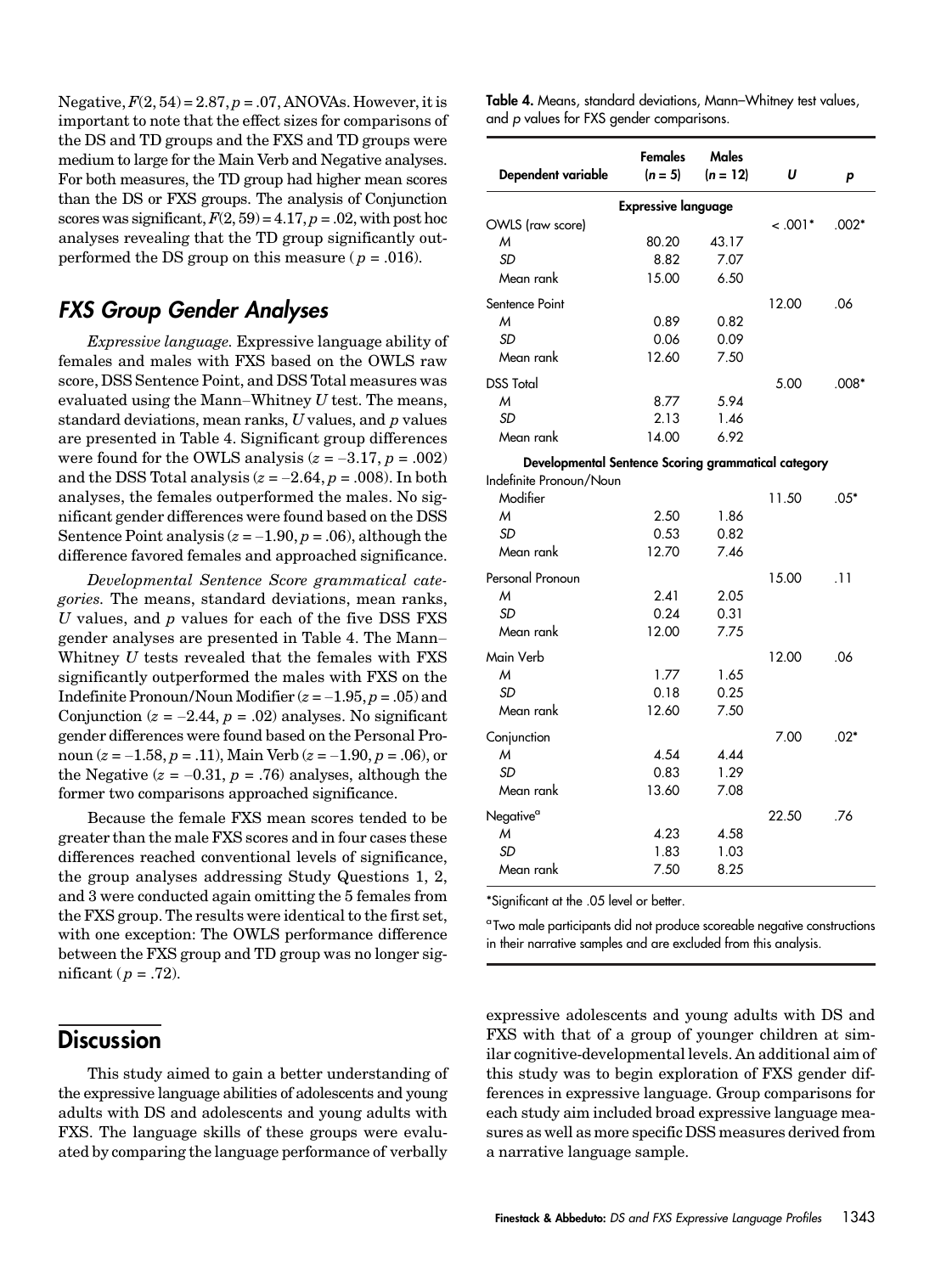Negative, $F(2, 54) = 2.87, p = .07$, ANOVAs. However, it is important to note that the effect sizes for comparisons of the DS and TD groups and the FXS and TD groups were medium to large for the Main Verb and Negative analyses. For both measures, the TD group had higher mean scores than the DS or FXS groups. The analysis of Conjunction scores was significant, $F(2, 59) = 4.17, p = .02$, with post hoc analyses revealing that the TD group significantly outperformed the DS group on this measure ($p = .016$).

## FXS Group Gender Analyses

*Expressive language.* Expressive language ability of females and males with FXS based on the OWLS raw score, DSS Sentence Point, and DSS Total measures was evaluated using the Mann–Whitney *U* test. The means, standard deviations, mean ranks, *U* values, and *p* values are presented in Table 4. Significant group differences were found for the OWLS analysis ($z = -3.17, p = .002$) and the DSS Total analysis ($z = -2.64, p = .008$). In both analyses, the females outperformed the males. No significant gender differences were found based on the DSS Sentence Point analysis ($z = -1.90, p = .06$), although the difference favored females and approached significance.

*Developmental Sentence Score grammatical categories.* The means, standard deviations, mean ranks, *U* values, and *p* values for each of the five DSS FXS gender analyses are presented in Table 4. The Mann–Whitney *U* tests revealed that the females with FXS significantly outperformed the males with FXS on the Indefinite Pronoun/Noun Modifier ($z = -1.95, p = .05$) and Conjunction ($z = -2.44, p = .02$) analyses. No significant gender differences were found based on the Personal Pronoun ($z = -1.58, p = .11$), Main Verb ($z = -1.90, p = .06$), or the Negative ($z = -0.31, p = .76$) analyses, although the former two comparisons approached significance.

Because the female FXS mean scores tended to be greater than the male FXS scores and in four cases these differences reached conventional levels of significance, the group analyses addressing Study Questions 1, 2, and 3 were conducted again omitting the 5 females from the FXS group. The results were identical to the first set, with one exception: The OWLS performance difference between the FXS group and TD group was no longer significant ($p = .72$).

**Table 4.** Means, standard deviations, Mann–Whitney test values, and *p* values for FXS gender comparisons.

| Dependent variable | Females ($n = 5$) | Males ($n = 12$) | *U* | *p* |
|---|---|---|---|---|
| **Expressive language** | | | | |
| OWLS (raw score) | | | < .001* | .002* |
| *M* | 80.20 | 43.17 | | |
| *SD* | 8.82 | 7.07 | | |
| Mean rank | 15.00 | 6.50 | | |
| Sentence Point | | | 12.00 | .06 |
| *M* | 0.89 | 0.82 | | |
| *SD* | 0.06 | 0.09 | | |
| Mean rank | 12.60 | 7.50 | | |
| DSS Total | | | 5.00 | .008* |
| *M* | 8.77 | 5.94 | | |
| *SD* | 2.13 | 1.46 | | |
| Mean rank | 14.00 | 6.92 | | |
| **Developmental Sentence Scoring grammatical category** | | | | |
| Indefinite Pronoun/Noun Modifier | | | 11.50 | .05* |
| *M* | 2.50 | 1.86 | | |
| *SD* | 0.53 | 0.82 | | |
| Mean rank | 12.70 | 7.46 | | |
| Personal Pronoun | | | 15.00 | .11 |
| *M* | 2.41 | 2.05 | | |
| *SD* | 0.24 | 0.31 | | |
| Mean rank | 12.00 | 7.75 | | |
| Main Verb | | | 12.00 | .06 |
| *M* | 1.77 | 1.65 | | |
| *SD* | 0.18 | 0.25 | | |
| Mean rank | 12.60 | 7.50 | | |
| Conjunction | | | 7.00 | .02* |
| *M* | 4.54 | 4.44 | | |
| *SD* | 0.83 | 1.29 | | |
| Mean rank | 13.60 | 7.08 | | |
| Negative[a] | | | 22.50 | .76 |
| *M* | 4.23 | 4.58 | | |
| *SD* | 1.83 | 1.03 | | |
| Mean rank | 7.50 | 8.25 | | |

*Significant at the .05 level or better.

[a]Two male participants did not produce scoreable negative constructions in their narrative samples and are excluded from this analysis.

# Discussion

This study aimed to gain a better understanding of the expressive language abilities of adolescents and young adults with DS and adolescents and young adults with FXS. The language skills of these groups were evaluated by comparing the language performance of verbally expressive adolescents and young adults with DS and FXS with that of a group of younger children at similar cognitive-developmental levels. An additional aim of this study was to begin exploration of FXS gender differences in expressive language. Group comparisons for each study aim included broad expressive language measures as well as more specific DSS measures derived from a narrative language sample.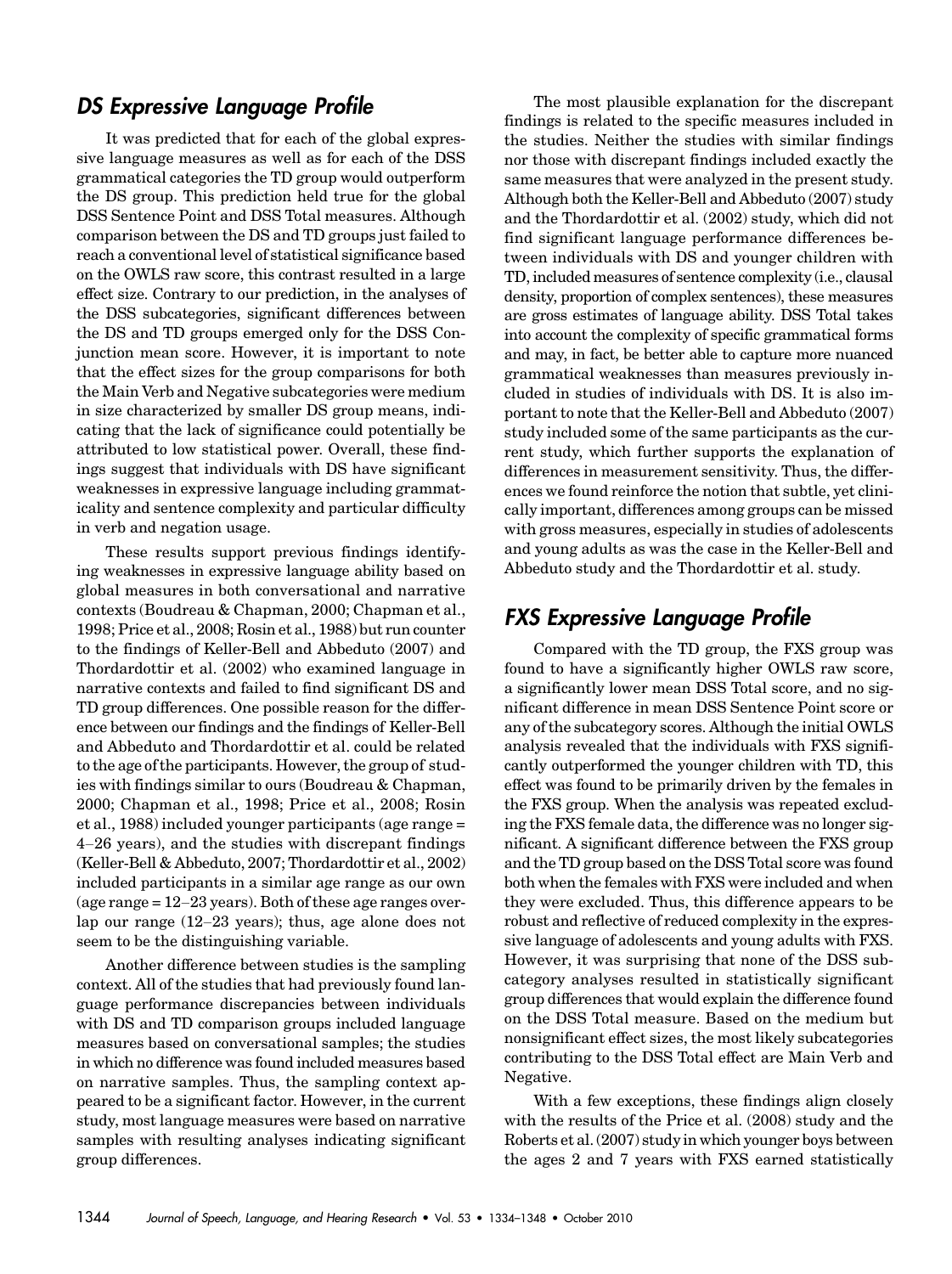## DS Expressive Language Profile

It was predicted that for each of the global expressive language measures as well as for each of the DSS grammatical categories the TD group would outperform the DS group. This prediction held true for the global DSS Sentence Point and DSS Total measures. Although comparison between the DS and TD groups just failed to reach a conventional level of statistical significance based on the OWLS raw score, this contrast resulted in a large effect size. Contrary to our prediction, in the analyses of the DSS subcategories, significant differences between the DS and TD groups emerged only for the DSS Conjunction mean score. However, it is important to note that the effect sizes for the group comparisons for both the Main Verb and Negative subcategories were medium in size characterized by smaller DS group means, indicating that the lack of significance could potentially be attributed to low statistical power. Overall, these findings suggest that individuals with DS have significant weaknesses in expressive language including grammaticality and sentence complexity and particular difficulty in verb and negation usage.

These results support previous findings identifying weaknesses in expressive language ability based on global measures in both conversational and narrative contexts (Boudreau & Chapman, 2000; Chapman et al., 1998; Price et al., 2008; Rosin et al., 1988) but run counter to the findings of Keller-Bell and Abbeduto (2007) and Thordardottir et al. (2002) who examined language in narrative contexts and failed to find significant DS and TD group differences. One possible reason for the difference between our findings and the findings of Keller-Bell and Abbeduto and Thordardottir et al. could be related to the age of the participants. However, the group of studies with findings similar to ours (Boudreau & Chapman, 2000; Chapman et al., 1998; Price et al., 2008; Rosin et al., 1988) included younger participants (age range = 4–26 years), and the studies with discrepant findings (Keller-Bell & Abbeduto, 2007; Thordardottir et al., 2002) included participants in a similar age range as our own (age range = 12–23 years). Both of these age ranges overlap our range (12–23 years); thus, age alone does not seem to be the distinguishing variable.

Another difference between studies is the sampling context. All of the studies that had previously found language performance discrepancies between individuals with DS and TD comparison groups included language measures based on conversational samples; the studies in which no difference was found included measures based on narrative samples. Thus, the sampling context appeared to be a significant factor. However, in the current study, most language measures were based on narrative samples with resulting analyses indicating significant group differences.

The most plausible explanation for the discrepant findings is related to the specific measures included in the studies. Neither the studies with similar findings nor those with discrepant findings included exactly the same measures that were analyzed in the present study. Although both the Keller-Bell and Abbeduto (2007) study and the Thordardottir et al. (2002) study, which did not find significant language performance differences between individuals with DS and younger children with TD, included measures of sentence complexity (i.e., clausal density, proportion of complex sentences), these measures are gross estimates of language ability. DSS Total takes into account the complexity of specific grammatical forms and may, in fact, be better able to capture more nuanced grammatical weaknesses than measures previously included in studies of individuals with DS. It is also important to note that the Keller-Bell and Abbeduto (2007) study included some of the same participants as the current study, which further supports the explanation of differences in measurement sensitivity. Thus, the differences we found reinforce the notion that subtle, yet clinically important, differences among groups can be missed with gross measures, especially in studies of adolescents and young adults as was the case in the Keller-Bell and Abbeduto study and the Thordardottir et al. study.

## FXS Expressive Language Profile

Compared with the TD group, the FXS group was found to have a significantly higher OWLS raw score, a significantly lower mean DSS Total score, and no significant difference in mean DSS Sentence Point score or any of the subcategory scores. Although the initial OWLS analysis revealed that the individuals with FXS significantly outperformed the younger children with TD, this effect was found to be primarily driven by the females in the FXS group. When the analysis was repeated excluding the FXS female data, the difference was no longer significant. A significant difference between the FXS group and the TD group based on the DSS Total score was found both when the females with FXS were included and when they were excluded. Thus, this difference appears to be robust and reflective of reduced complexity in the expressive language of adolescents and young adults with FXS. However, it was surprising that none of the DSS subcategory analyses resulted in statistically significant group differences that would explain the difference found on the DSS Total measure. Based on the medium but nonsignificant effect sizes, the most likely subcategories contributing to the DSS Total effect are Main Verb and Negative.

With a few exceptions, these findings align closely with the results of the Price et al. (2008) study and the Roberts et al. (2007) study in which younger boys between the ages 2 and 7 years with FXS earned statistically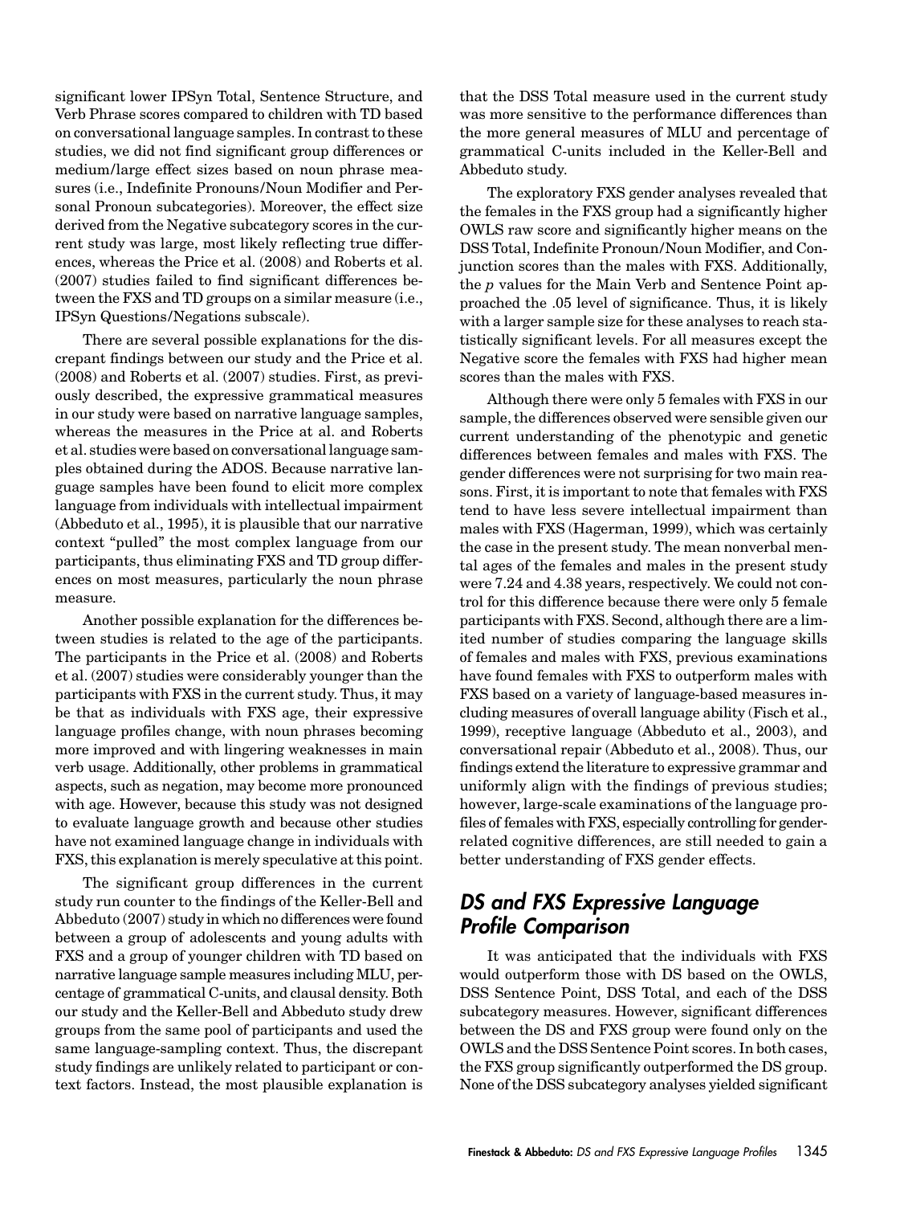significant lower IPSyn Total, Sentence Structure, and Verb Phrase scores compared to children with TD based on conversational language samples. In contrast to these studies, we did not find significant group differences or medium/large effect sizes based on noun phrase measures (i.e., Indefinite Pronouns/Noun Modifier and Personal Pronoun subcategories). Moreover, the effect size derived from the Negative subcategory scores in the current study was large, most likely reflecting true differences, whereas the Price et al. (2008) and Roberts et al. (2007) studies failed to find significant differences between the FXS and TD groups on a similar measure (i.e., IPSyn Questions/Negations subscale).

There are several possible explanations for the discrepant findings between our study and the Price et al. (2008) and Roberts et al. (2007) studies. First, as previously described, the expressive grammatical measures in our study were based on narrative language samples, whereas the measures in the Price at al. and Roberts et al. studies were based on conversational language samples obtained during the ADOS. Because narrative language samples have been found to elicit more complex language from individuals with intellectual impairment (Abbeduto et al., 1995), it is plausible that our narrative context "pulled" the most complex language from our participants, thus eliminating FXS and TD group differences on most measures, particularly the noun phrase measure.

Another possible explanation for the differences between studies is related to the age of the participants. The participants in the Price et al. (2008) and Roberts et al. (2007) studies were considerably younger than the participants with FXS in the current study. Thus, it may be that as individuals with FXS age, their expressive language profiles change, with noun phrases becoming more improved and with lingering weaknesses in main verb usage. Additionally, other problems in grammatical aspects, such as negation, may become more pronounced with age. However, because this study was not designed to evaluate language growth and because other studies have not examined language change in individuals with FXS, this explanation is merely speculative at this point.

The significant group differences in the current study run counter to the findings of the Keller-Bell and Abbeduto (2007) study in which no differences were found between a group of adolescents and young adults with FXS and a group of younger children with TD based on narrative language sample measures including MLU, percentage of grammatical C-units, and clausal density. Both our study and the Keller-Bell and Abbeduto study drew groups from the same pool of participants and used the same language-sampling context. Thus, the discrepant study findings are unlikely related to participant or context factors. Instead, the most plausible explanation is that the DSS Total measure used in the current study was more sensitive to the performance differences than the more general measures of MLU and percentage of grammatical C-units included in the Keller-Bell and Abbeduto study.

The exploratory FXS gender analyses revealed that the females in the FXS group had a significantly higher OWLS raw score and significantly higher means on the DSS Total, Indefinite Pronoun/Noun Modifier, and Conjunction scores than the males with FXS. Additionally, the $p$ values for the Main Verb and Sentence Point approached the .05 level of significance. Thus, it is likely with a larger sample size for these analyses to reach statistically significant levels. For all measures except the Negative score the females with FXS had higher mean scores than the males with FXS.

Although there were only 5 females with FXS in our sample, the differences observed were sensible given our current understanding of the phenotypic and genetic differences between females and males with FXS. The gender differences were not surprising for two main reasons. First, it is important to note that females with FXS tend to have less severe intellectual impairment than males with FXS (Hagerman, 1999), which was certainly the case in the present study. The mean nonverbal mental ages of the females and males in the present study were 7.24 and 4.38 years, respectively. We could not control for this difference because there were only 5 female participants with FXS. Second, although there are a limited number of studies comparing the language skills of females and males with FXS, previous examinations have found females with FXS to outperform males with FXS based on a variety of language-based measures including measures of overall language ability (Fisch et al., 1999), receptive language (Abbeduto et al., 2003), and conversational repair (Abbeduto et al., 2008). Thus, our findings extend the literature to expressive grammar and uniformly align with the findings of previous studies; however, large-scale examinations of the language profiles of females with FXS, especially controlling for gender-related cognitive differences, are still needed to gain a better understanding of FXS gender effects.

## DS and FXS Expressive Language Profile Comparison

It was anticipated that the individuals with FXS would outperform those with DS based on the OWLS, DSS Sentence Point, DSS Total, and each of the DSS subcategory measures. However, significant differences between the DS and FXS group were found only on the OWLS and the DSS Sentence Point scores. In both cases, the FXS group significantly outperformed the DS group. None of the DSS subcategory analyses yielded significant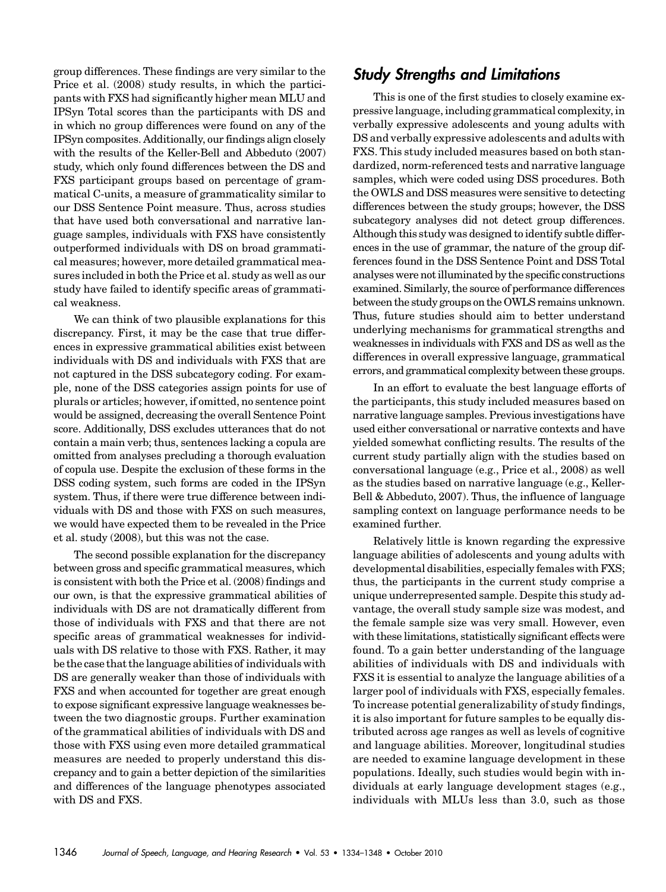group differences. These findings are very similar to the Price et al. (2008) study results, in which the participants with FXS had significantly higher mean MLU and IPSyn Total scores than the participants with DS and in which no group differences were found on any of the IPSyn composites. Additionally, our findings align closely with the results of the Keller-Bell and Abbeduto (2007) study, which only found differences between the DS and FXS participant groups based on percentage of grammatical C-units, a measure of grammaticality similar to our DSS Sentence Point measure. Thus, across studies that have used both conversational and narrative language samples, individuals with FXS have consistently outperformed individuals with DS on broad grammatical measures; however, more detailed grammatical measures included in both the Price et al. study as well as our study have failed to identify specific areas of grammatical weakness.

We can think of two plausible explanations for this discrepancy. First, it may be the case that true differences in expressive grammatical abilities exist between individuals with DS and individuals with FXS that are not captured in the DSS subcategory coding. For example, none of the DSS categories assign points for use of plurals or articles; however, if omitted, no sentence point would be assigned, decreasing the overall Sentence Point score. Additionally, DSS excludes utterances that do not contain a main verb; thus, sentences lacking a copula are omitted from analyses precluding a thorough evaluation of copula use. Despite the exclusion of these forms in the DSS coding system, such forms are coded in the IPSyn system. Thus, if there were true difference between individuals with DS and those with FXS on such measures, we would have expected them to be revealed in the Price et al. study (2008), but this was not the case.

The second possible explanation for the discrepancy between gross and specific grammatical measures, which is consistent with both the Price et al. (2008) findings and our own, is that the expressive grammatical abilities of individuals with DS are not dramatically different from those of individuals with FXS and that there are not specific areas of grammatical weaknesses for individuals with DS relative to those with FXS. Rather, it may be the case that the language abilities of individuals with DS are generally weaker than those of individuals with FXS and when accounted for together are great enough to expose significant expressive language weaknesses between the two diagnostic groups. Further examination of the grammatical abilities of individuals with DS and those with FXS using even more detailed grammatical measures are needed to properly understand this discrepancy and to gain a better depiction of the similarities and differences of the language phenotypes associated with DS and FXS.

## Study Strengths and Limitations

This is one of the first studies to closely examine expressive language, including grammatical complexity, in verbally expressive adolescents and young adults with DS and verbally expressive adolescents and adults with FXS. This study included measures based on both standardized, norm-referenced tests and narrative language samples, which were coded using DSS procedures. Both the OWLS and DSS measures were sensitive to detecting differences between the study groups; however, the DSS subcategory analyses did not detect group differences. Although this study was designed to identify subtle differences in the use of grammar, the nature of the group differences found in the DSS Sentence Point and DSS Total analyses were not illuminated by the specific constructions examined. Similarly, the source of performance differences between the study groups on the OWLS remains unknown. Thus, future studies should aim to better understand underlying mechanisms for grammatical strengths and weaknesses in individuals with FXS and DS as well as the differences in overall expressive language, grammatical errors, and grammatical complexity between these groups.

In an effort to evaluate the best language efforts of the participants, this study included measures based on narrative language samples. Previous investigations have used either conversational or narrative contexts and have yielded somewhat conflicting results. The results of the current study partially align with the studies based on conversational language (e.g., Price et al., 2008) as well as the studies based on narrative language (e.g., Keller-Bell & Abbeduto, 2007). Thus, the influence of language sampling context on language performance needs to be examined further.

Relatively little is known regarding the expressive language abilities of adolescents and young adults with developmental disabilities, especially females with FXS; thus, the participants in the current study comprise a unique underrepresented sample. Despite this study advantage, the overall study sample size was modest, and the female sample size was very small. However, even with these limitations, statistically significant effects were found. To a gain better understanding of the language abilities of individuals with DS and individuals with FXS it is essential to analyze the language abilities of a larger pool of individuals with FXS, especially females. To increase potential generalizability of study findings, it is also important for future samples to be equally distributed across age ranges as well as levels of cognitive and language abilities. Moreover, longitudinal studies are needed to examine language development in these populations. Ideally, such studies would begin with individuals at early language development stages (e.g., individuals with MLUs less than 3.0, such as those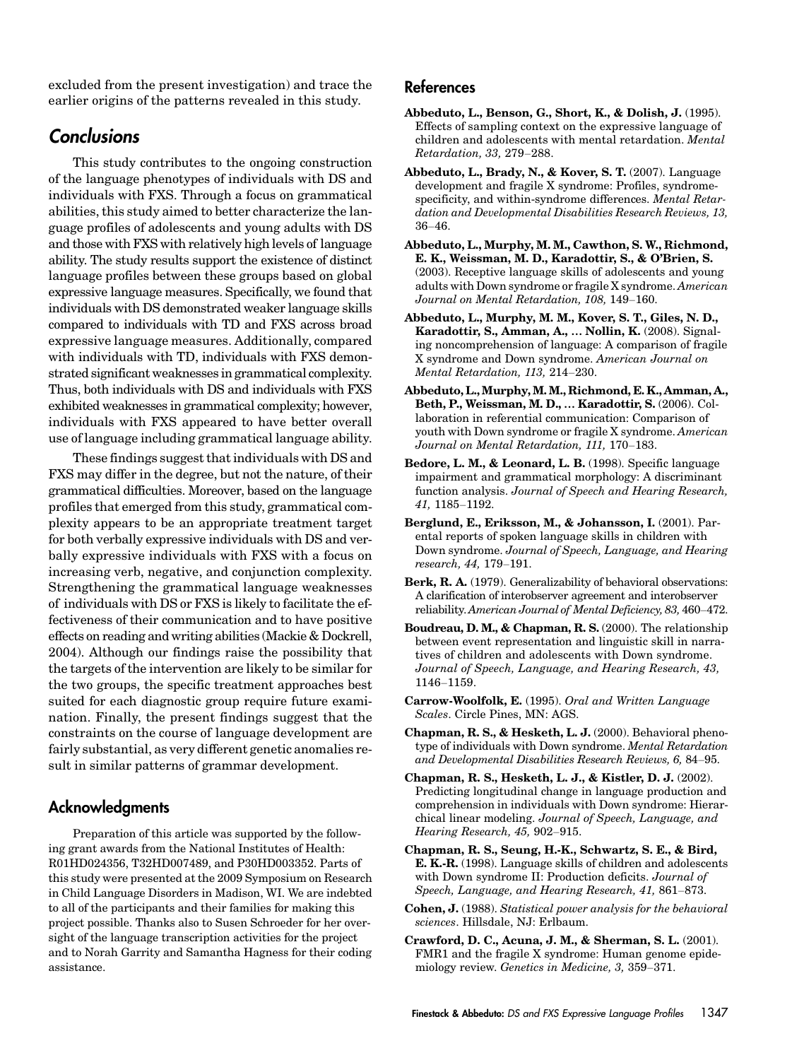excluded from the present investigation) and trace the earlier origins of the patterns revealed in this study.

## Conclusions

This study contributes to the ongoing construction of the language phenotypes of individuals with DS and individuals with FXS. Through a focus on grammatical abilities, this study aimed to better characterize the language profiles of adolescents and young adults with DS and those with FXS with relatively high levels of language ability. The study results support the existence of distinct language profiles between these groups based on global expressive language measures. Specifically, we found that individuals with DS demonstrated weaker language skills compared to individuals with TD and FXS across broad expressive language measures. Additionally, compared with individuals with TD, individuals with FXS demonstrated significant weaknesses in grammatical complexity. Thus, both individuals with DS and individuals with FXS exhibited weaknesses in grammatical complexity; however, individuals with FXS appeared to have better overall use of language including grammatical language ability.

These findings suggest that individuals with DS and FXS may differ in the degree, but not the nature, of their grammatical difficulties. Moreover, based on the language profiles that emerged from this study, grammatical complexity appears to be an appropriate treatment target for both verbally expressive individuals with DS and verbally expressive individuals with FXS with a focus on increasing verb, negative, and conjunction complexity. Strengthening the grammatical language weaknesses of individuals with DS or FXS is likely to facilitate the effectiveness of their communication and to have positive effects on reading and writing abilities (Mackie & Dockrell, 2004). Although our findings raise the possibility that the targets of the intervention are likely to be similar for the two groups, the specific treatment approaches best suited for each diagnostic group require future examination. Finally, the present findings suggest that the constraints on the course of language development are fairly substantial, as very different genetic anomalies result in similar patterns of grammar development.

## Acknowledgments

Preparation of this article was supported by the following grant awards from the National Institutes of Health: R01HD024356, T32HD007489, and P30HD003352. Parts of this study were presented at the 2009 Symposium on Research in Child Language Disorders in Madison, WI. We are indebted to all of the participants and their families for making this project possible. Thanks also to Susen Schroeder for her oversight of the language transcription activities for the project and to Norah Garrity and Samantha Hagness for their coding assistance.

## References

**Abbeduto, L., Benson, G., Short, K., & Dolish, J.** (1995). Effects of sampling context on the expressive language of children and adolescents with mental retardation. *Mental Retardation, 33,* 279–288.

**Abbeduto, L., Brady, N., & Kover, S. T.** (2007). Language development and fragile X syndrome: Profiles, syndrome-specificity, and within-syndrome differences. *Mental Retardation and Developmental Disabilities Research Reviews, 13,* 36–46.

**Abbeduto, L., Murphy, M. M., Cawthon, S. W., Richmond, E. K., Weissman, M. D., Karadottir, S., & O'Brien, S.** (2003). Receptive language skills of adolescents and young adults with Down syndrome or fragile X syndrome. *American Journal on Mental Retardation, 108,* 149–160.

**Abbeduto, L., Murphy, M. M., Kover, S. T., Giles, N. D., Karadottir, S., Amman, A., … Nollin, K.** (2008). Signaling noncomprehension of language: A comparison of fragile X syndrome and Down syndrome. *American Journal on Mental Retardation, 113,* 214–230.

**Abbeduto, L., Murphy, M. M., Richmond, E. K., Amman, A., Beth, P., Weissman, M. D., … Karadottir, S.** (2006). Collaboration in referential communication: Comparison of youth with Down syndrome or fragile X syndrome. *American Journal on Mental Retardation, 111,* 170–183.

**Bedore, L. M., & Leonard, L. B.** (1998). Specific language impairment and grammatical morphology: A discriminant function analysis. *Journal of Speech and Hearing Research, 41,* 1185–1192.

**Berglund, E., Eriksson, M., & Johansson, I.** (2001). Parental reports of spoken language skills in children with Down syndrome. *Journal of Speech, Language, and Hearing research, 44,* 179–191.

**Berk, R. A.** (1979). Generalizability of behavioral observations: A clarification of interobserver agreement and interobserver reliability. *American Journal of Mental Deficiency, 83,* 460–472.

**Boudreau, D. M., & Chapman, R. S.** (2000). The relationship between event representation and linguistic skill in narratives of children and adolescents with Down syndrome. *Journal of Speech, Language, and Hearing Research, 43,* 1146–1159.

**Carrow-Woolfolk, E.** (1995). *Oral and Written Language Scales*. Circle Pines, MN: AGS.

**Chapman, R. S., & Hesketh, L. J.** (2000). Behavioral phenotype of individuals with Down syndrome. *Mental Retardation and Developmental Disabilities Research Reviews, 6,* 84–95.

**Chapman, R. S., Hesketh, L. J., & Kistler, D. J.** (2002). Predicting longitudinal change in language production and comprehension in individuals with Down syndrome: Hierarchical linear modeling. *Journal of Speech, Language, and Hearing Research, 45,* 902–915.

**Chapman, R. S., Seung, H.-K., Schwartz, S. E., & Bird, E. K.-R.** (1998). Language skills of children and adolescents with Down syndrome II: Production deficits. *Journal of Speech, Language, and Hearing Research, 41,* 861–873.

**Cohen, J.** (1988). *Statistical power analysis for the behavioral sciences*. Hillsdale, NJ: Erlbaum.

**Crawford, D. C., Acuna, J. M., & Sherman, S. L.** (2001). FMR1 and the fragile X syndrome: Human genome epidemiology review. *Genetics in Medicine, 3,* 359–371.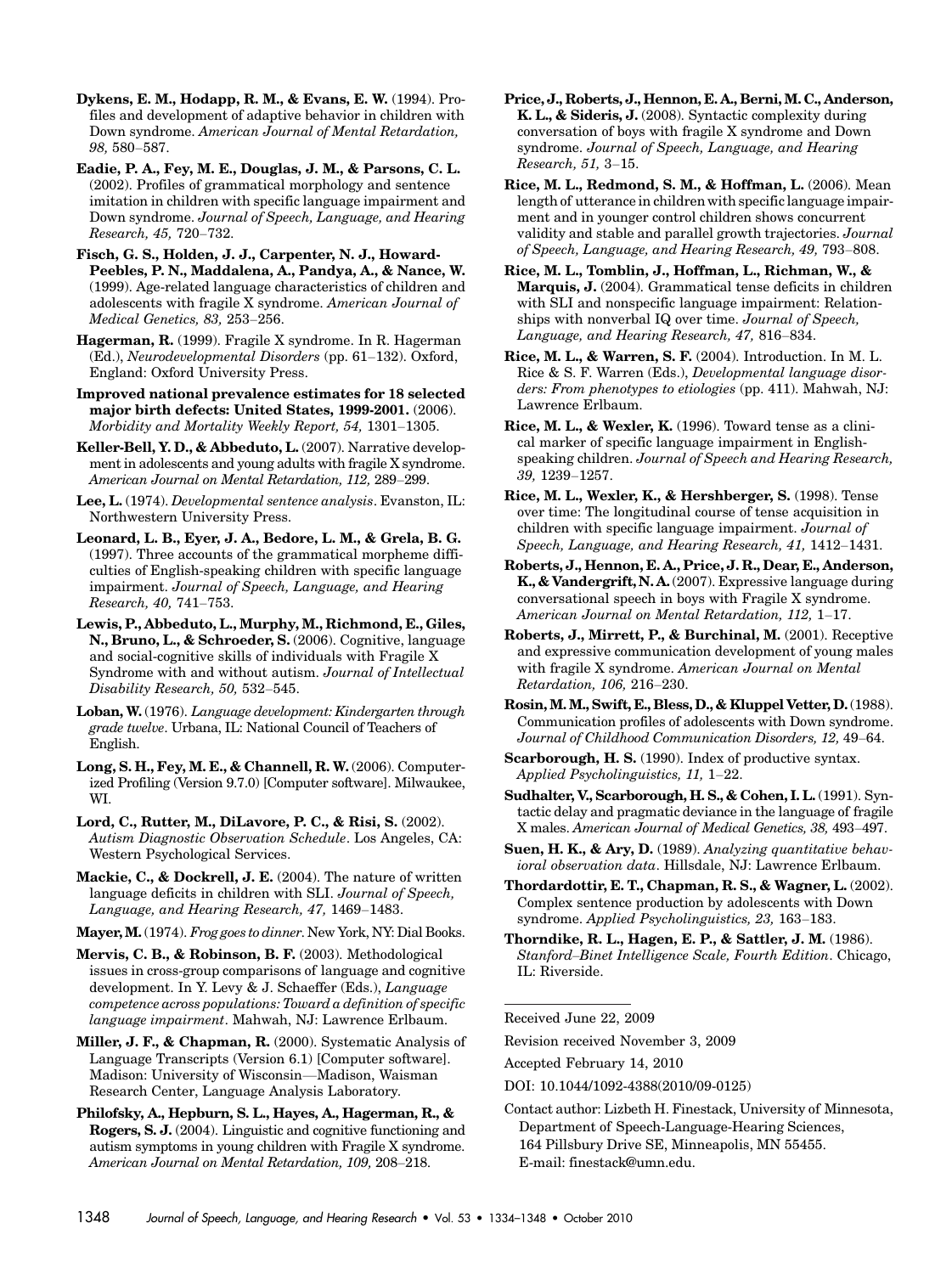**Dykens, E. M., Hodapp, R. M., & Evans, E. W.** (1994). Profiles and development of adaptive behavior in children with Down syndrome. *American Journal of Mental Retardation, 98,* 580–587.

**Eadie, P. A., Fey, M. E., Douglas, J. M., & Parsons, C. L.** (2002). Profiles of grammatical morphology and sentence imitation in children with specific language impairment and Down syndrome. *Journal of Speech, Language, and Hearing Research, 45,* 720–732.

**Fisch, G. S., Holden, J. J., Carpenter, N. J., Howard-Peebles, P. N., Maddalena, A., Pandya, A., & Nance, W.** (1999). Age-related language characteristics of children and adolescents with fragile X syndrome. *American Journal of Medical Genetics, 83,* 253–256.

**Hagerman, R.** (1999). Fragile X syndrome. In R. Hagerman (Ed.), *Neurodevelopmental Disorders* (pp. 61–132). Oxford, England: Oxford University Press.

**Improved national prevalence estimates for 18 selected major birth defects: United States, 1999-2001.** (2006). *Morbidity and Mortality Weekly Report, 54,* 1301–1305.

**Keller-Bell, Y. D., & Abbeduto, L.** (2007). Narrative development in adolescents and young adults with fragile X syndrome. *American Journal on Mental Retardation, 112,* 289–299.

**Lee, L.** (1974). *Developmental sentence analysis*. Evanston, IL: Northwestern University Press.

**Leonard, L. B., Eyer, J. A., Bedore, L. M., & Grela, B. G.** (1997). Three accounts of the grammatical morpheme difficulties of English-speaking children with specific language impairment. *Journal of Speech, Language, and Hearing Research, 40,* 741–753.

**Lewis, P., Abbeduto, L., Murphy, M., Richmond, E., Giles, N., Bruno, L., & Schroeder, S.** (2006). Cognitive, language and social-cognitive skills of individuals with Fragile X Syndrome with and without autism. *Journal of Intellectual Disability Research, 50,* 532–545.

**Loban, W.** (1976). *Language development: Kindergarten through grade twelve*. Urbana, IL: National Council of Teachers of English.

**Long, S. H., Fey, M. E., & Channell, R. W.** (2006). Computerized Profiling (Version 9.7.0) [Computer software]. Milwaukee, WI.

**Lord, C., Rutter, M., DiLavore, P. C., & Risi, S.** (2002). *Autism Diagnostic Observation Schedule*. Los Angeles, CA: Western Psychological Services.

**Mackie, C., & Dockrell, J. E.** (2004). The nature of written language deficits in children with SLI. *Journal of Speech, Language, and Hearing Research, 47,* 1469–1483.

**Mayer, M.** (1974). *Frog goes to dinner*. New York, NY: Dial Books.

**Mervis, C. B., & Robinson, B. F.** (2003). Methodological issues in cross-group comparisons of language and cognitive development. In Y. Levy & J. Schaeffer (Eds.), *Language competence across populations: Toward a definition of specific language impairment*. Mahwah, NJ: Lawrence Erlbaum.

**Miller, J. F., & Chapman, R.** (2000). Systematic Analysis of Language Transcripts (Version 6.1) [Computer software]. Madison: University of Wisconsin—Madison, Waisman Research Center, Language Analysis Laboratory.

**Philofsky, A., Hepburn, S. L., Hayes, A., Hagerman, R., & Rogers, S. J.** (2004). Linguistic and cognitive functioning and autism symptoms in young children with Fragile X syndrome. *American Journal on Mental Retardation, 109,* 208–218.

**Price, J., Roberts, J., Hennon, E. A., Berni, M. C., Anderson, K. L., & Sideris, J.** (2008). Syntactic complexity during conversation of boys with fragile X syndrome and Down syndrome. *Journal of Speech, Language, and Hearing Research, 51,* 3–15.

**Rice, M. L., Redmond, S. M., & Hoffman, L.** (2006). Mean length of utterance in children with specific language impairment and in younger control children shows concurrent validity and stable and parallel growth trajectories. *Journal of Speech, Language, and Hearing Research, 49,* 793–808.

**Rice, M. L., Tomblin, J., Hoffman, L., Richman, W., & Marquis, J.** (2004). Grammatical tense deficits in children with SLI and nonspecific language impairment: Relationships with nonverbal IQ over time. *Journal of Speech, Language, and Hearing Research, 47,* 816–834.

**Rice, M. L., & Warren, S. F.** (2004). Introduction. In M. L. Rice & S. F. Warren (Eds.), *Developmental language disorders: From phenotypes to etiologies* (pp. 411). Mahwah, NJ: Lawrence Erlbaum.

**Rice, M. L., & Wexler, K.** (1996). Toward tense as a clinical marker of specific language impairment in English-speaking children. *Journal of Speech and Hearing Research, 39,* 1239–1257.

**Rice, M. L., Wexler, K., & Hershberger, S.** (1998). Tense over time: The longitudinal course of tense acquisition in children with specific language impairment. *Journal of Speech, Language, and Hearing Research, 41,* 1412–1431.

**Roberts, J., Hennon, E. A., Price, J. R., Dear, E., Anderson, K., & Vandergrift, N. A.** (2007). Expressive language during conversational speech in boys with Fragile X syndrome. *American Journal on Mental Retardation, 112,* 1–17.

**Roberts, J., Mirrett, P., & Burchinal, M.** (2001). Receptive and expressive communication development of young males with fragile X syndrome. *American Journal on Mental Retardation, 106,* 216–230.

**Rosin, M. M., Swift, E., Bless, D., & Kluppel Vetter, D.** (1988). Communication profiles of adolescents with Down syndrome. *Journal of Childhood Communication Disorders, 12,* 49–64.

**Scarborough, H. S.** (1990). Index of productive syntax. *Applied Psycholinguistics, 11,* 1–22.

**Sudhalter, V., Scarborough, H. S., & Cohen, I. L.** (1991). Syntactic delay and pragmatic deviance in the language of fragile X males. *American Journal of Medical Genetics, 38,* 493–497.

**Suen, H. K., & Ary, D.** (1989). *Analyzing quantitative behavioral observation data*. Hillsdale, NJ: Lawrence Erlbaum.

**Thordardottir, E. T., Chapman, R. S., & Wagner, L.** (2002). Complex sentence production by adolescents with Down syndrome. *Applied Psycholinguistics, 23,* 163–183.

**Thorndike, R. L., Hagen, E. P., & Sattler, J. M.** (1986). *Stanford–Binet Intelligence Scale, Fourth Edition*. Chicago, IL: Riverside.

---

Received June 22, 2009

Revision received November 3, 2009

Accepted February 14, 2010

DOI: 10.1044/1092-4388(2010/09-0125)

Contact author: Lizbeth H. Finestack, University of Minnesota, Department of Speech-Language-Hearing Sciences, 164 Pillsbury Drive SE, Minneapolis, MN 55455. E-mail: finestack@umn.edu.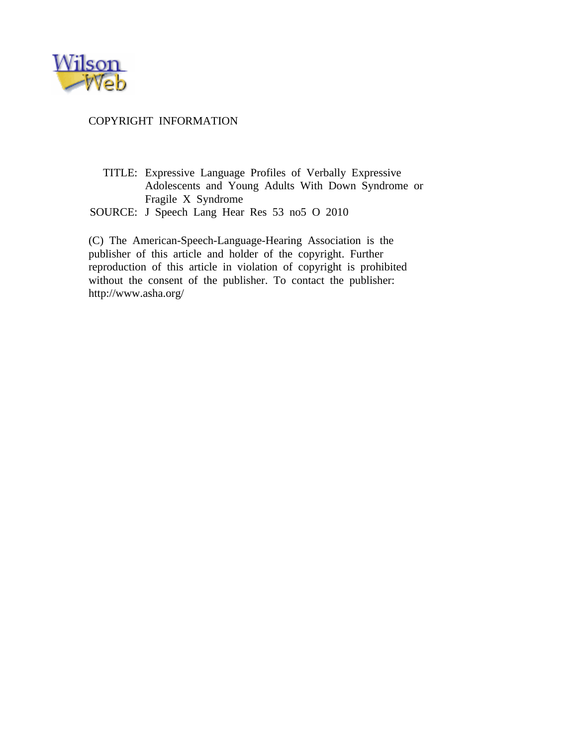COPYRIGHT INFORMATION

TITLE: Expressive Language Profiles of Verbally Expressive Adolescents and Young Adults With Down Syndrome or Fragile X Syndrome

SOURCE: J Speech Lang Hear Res 53 no5 O 2010

(C) The American-Speech-Language-Hearing Association is the publisher of this article and holder of the copyright. Further reproduction of this article in violation of copyright is prohibited without the consent of the publisher. To contact the publisher: http://www.asha.org/